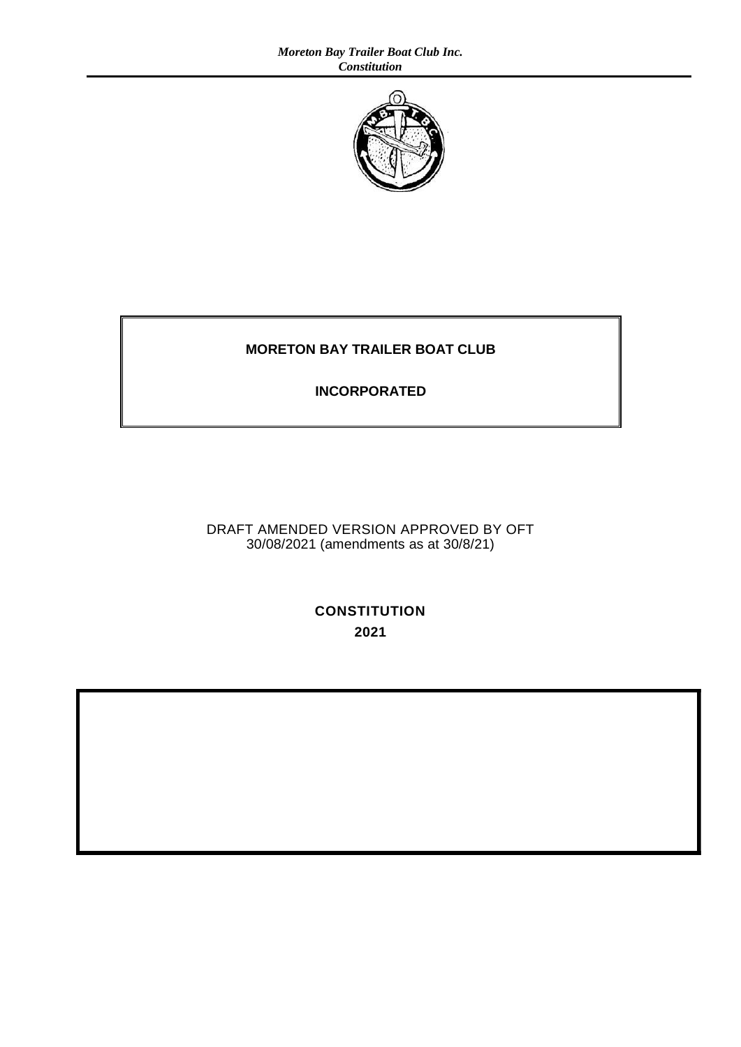**MORETON BAY TRAILER BOAT CLUB**

**INCORPORATED**

DRAFT AMENDED VERSION APPROVED BY OFT
30/08/2021 (amendments as at 30/8/21)

**CONSTITUTION**

**2021**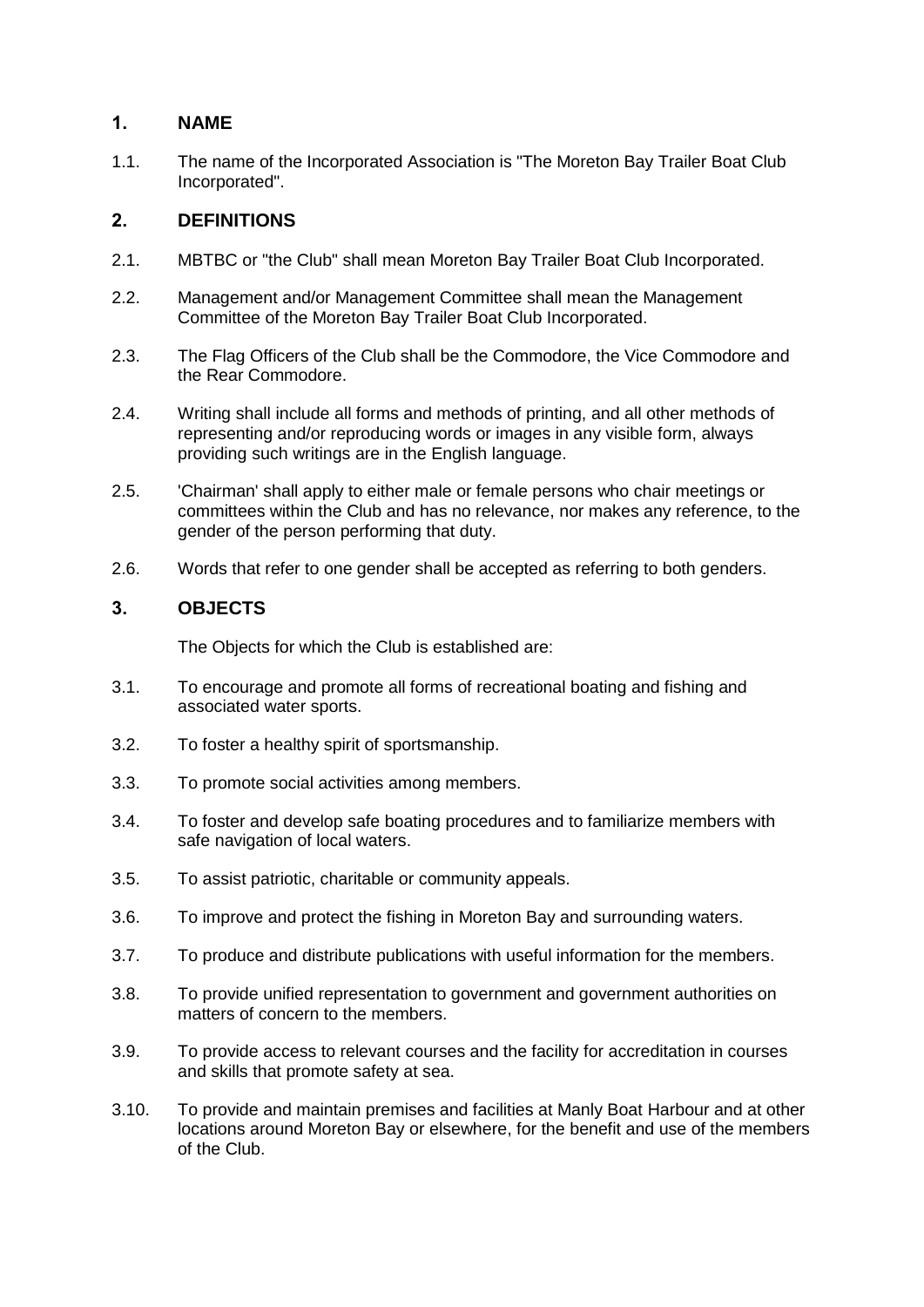## 1. NAME

1.1. The name of the Incorporated Association is "The Moreton Bay Trailer Boat Club Incorporated".

## 2. DEFINITIONS

2.1. MBTBC or "the Club" shall mean Moreton Bay Trailer Boat Club Incorporated.

2.2. Management and/or Management Committee shall mean the Management Committee of the Moreton Bay Trailer Boat Club Incorporated.

2.3. The Flag Officers of the Club shall be the Commodore, the Vice Commodore and the Rear Commodore.

2.4. Writing shall include all forms and methods of printing, and all other methods of representing and/or reproducing words or images in any visible form, always providing such writings are in the English language.

2.5. 'Chairman' shall apply to either male or female persons who chair meetings or committees within the Club and has no relevance, nor makes any reference, to the gender of the person performing that duty.

2.6. Words that refer to one gender shall be accepted as referring to both genders.

## 3. OBJECTS

The Objects for which the Club is established are:

3.1. To encourage and promote all forms of recreational boating and fishing and associated water sports.

3.2. To foster a healthy spirit of sportsmanship.

3.3. To promote social activities among members.

3.4. To foster and develop safe boating procedures and to familiarize members with safe navigation of local waters.

3.5. To assist patriotic, charitable or community appeals.

3.6. To improve and protect the fishing in Moreton Bay and surrounding waters.

3.7. To produce and distribute publications with useful information for the members.

3.8. To provide unified representation to government and government authorities on matters of concern to the members.

3.9. To provide access to relevant courses and the facility for accreditation in courses and skills that promote safety at sea.

3.10. To provide and maintain premises and facilities at Manly Boat Harbour and at other locations around Moreton Bay or elsewhere, for the benefit and use of the members of the Club.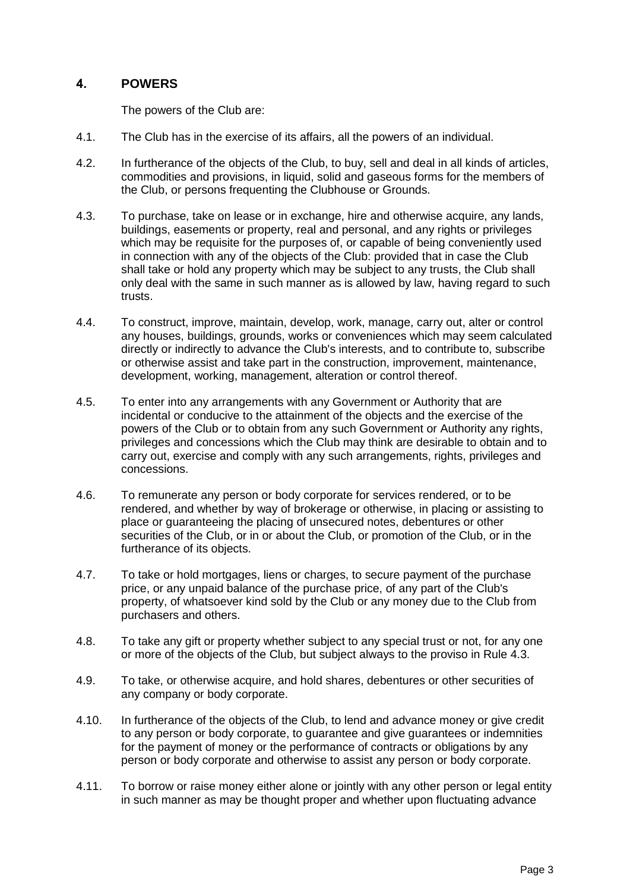## 4. POWERS

The powers of the Club are:

4.1. The Club has in the exercise of its affairs, all the powers of an individual.

4.2. In furtherance of the objects of the Club, to buy, sell and deal in all kinds of articles, commodities and provisions, in liquid, solid and gaseous forms for the members of the Club, or persons frequenting the Clubhouse or Grounds.

4.3. To purchase, take on lease or in exchange, hire and otherwise acquire, any lands, buildings, easements or property, real and personal, and any rights or privileges which may be requisite for the purposes of, or capable of being conveniently used in connection with any of the objects of the Club: provided that in case the Club shall take or hold any property which may be subject to any trusts, the Club shall only deal with the same in such manner as is allowed by law, having regard to such trusts.

4.4. To construct, improve, maintain, develop, work, manage, carry out, alter or control any houses, buildings, grounds, works or conveniences which may seem calculated directly or indirectly to advance the Club's interests, and to contribute to, subscribe or otherwise assist and take part in the construction, improvement, maintenance, development, working, management, alteration or control thereof.

4.5. To enter into any arrangements with any Government or Authority that are incidental or conducive to the attainment of the objects and the exercise of the powers of the Club or to obtain from any such Government or Authority any rights, privileges and concessions which the Club may think are desirable to obtain and to carry out, exercise and comply with any such arrangements, rights, privileges and concessions.

4.6. To remunerate any person or body corporate for services rendered, or to be rendered, and whether by way of brokerage or otherwise, in placing or assisting to place or guaranteeing the placing of unsecured notes, debentures or other securities of the Club, or in or about the Club, or promotion of the Club, or in the furtherance of its objects.

4.7. To take or hold mortgages, liens or charges, to secure payment of the purchase price, or any unpaid balance of the purchase price, of any part of the Club's property, of whatsoever kind sold by the Club or any money due to the Club from purchasers and others.

4.8. To take any gift or property whether subject to any special trust or not, for any one or more of the objects of the Club, but subject always to the proviso in Rule 4.3.

4.9. To take, or otherwise acquire, and hold shares, debentures or other securities of any company or body corporate.

4.10. In furtherance of the objects of the Club, to lend and advance money or give credit to any person or body corporate, to guarantee and give guarantees or indemnities for the payment of money or the performance of contracts or obligations by any person or body corporate and otherwise to assist any person or body corporate.

4.11. To borrow or raise money either alone or jointly with any other person or legal entity in such manner as may be thought proper and whether upon fluctuating advance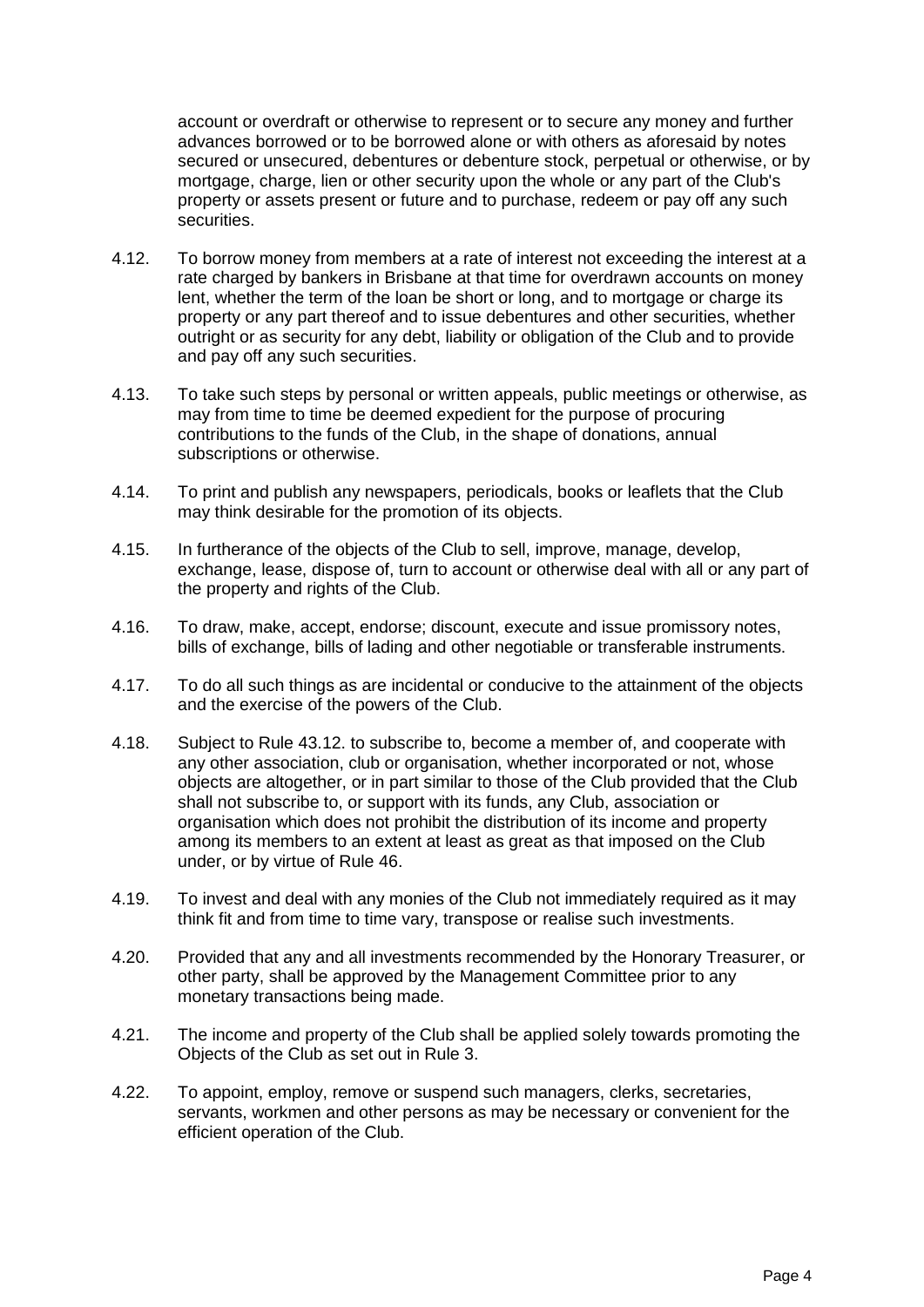account or overdraft or otherwise to represent or to secure any money and further advances borrowed or to be borrowed alone or with others as aforesaid by notes secured or unsecured, debentures or debenture stock, perpetual or otherwise, or by mortgage, charge, lien or other security upon the whole or any part of the Club's property or assets present or future and to purchase, redeem or pay off any such securities.

4.12. To borrow money from members at a rate of interest not exceeding the interest at a rate charged by bankers in Brisbane at that time for overdrawn accounts on money lent, whether the term of the loan be short or long, and to mortgage or charge its property or any part thereof and to issue debentures and other securities, whether outright or as security for any debt, liability or obligation of the Club and to provide and pay off any such securities.

4.13. To take such steps by personal or written appeals, public meetings or otherwise, as may from time to time be deemed expedient for the purpose of procuring contributions to the funds of the Club, in the shape of donations, annual subscriptions or otherwise.

4.14. To print and publish any newspapers, periodicals, books or leaflets that the Club may think desirable for the promotion of its objects.

4.15. In furtherance of the objects of the Club to sell, improve, manage, develop, exchange, lease, dispose of, turn to account or otherwise deal with all or any part of the property and rights of the Club.

4.16. To draw, make, accept, endorse; discount, execute and issue promissory notes, bills of exchange, bills of lading and other negotiable or transferable instruments.

4.17. To do all such things as are incidental or conducive to the attainment of the objects and the exercise of the powers of the Club.

4.18. Subject to Rule 43.12. to subscribe to, become a member of, and cooperate with any other association, club or organisation, whether incorporated or not, whose objects are altogether, or in part similar to those of the Club provided that the Club shall not subscribe to, or support with its funds, any Club, association or organisation which does not prohibit the distribution of its income and property among its members to an extent at least as great as that imposed on the Club under, or by virtue of Rule 46.

4.19. To invest and deal with any monies of the Club not immediately required as it may think fit and from time to time vary, transpose or realise such investments.

4.20. Provided that any and all investments recommended by the Honorary Treasurer, or other party, shall be approved by the Management Committee prior to any monetary transactions being made.

4.21. The income and property of the Club shall be applied solely towards promoting the Objects of the Club as set out in Rule 3.

4.22. To appoint, employ, remove or suspend such managers, clerks, secretaries, servants, workmen and other persons as may be necessary or convenient for the efficient operation of the Club.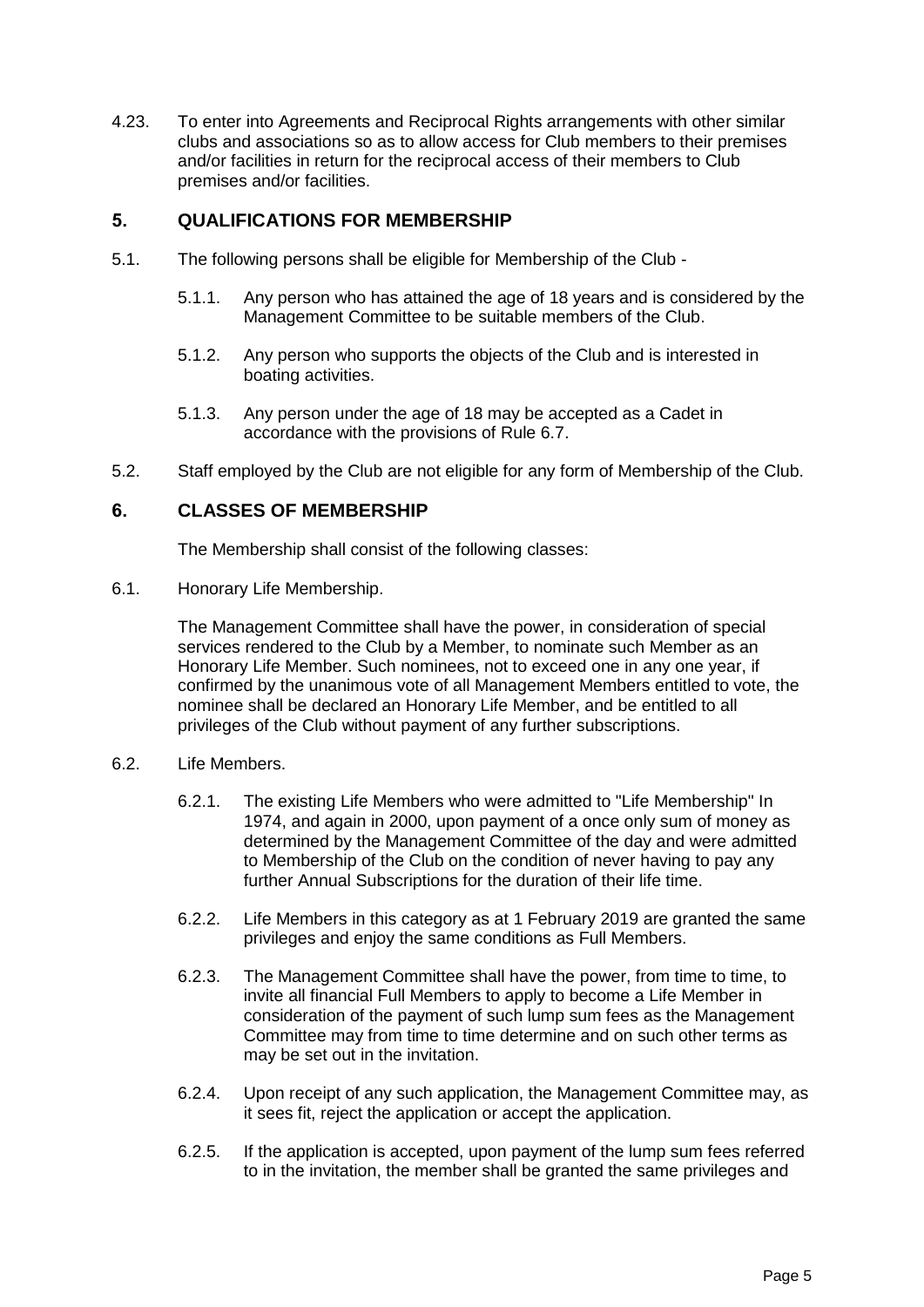4.23. To enter into Agreements and Reciprocal Rights arrangements with other similar clubs and associations so as to allow access for Club members to their premises and/or facilities in return for the reciprocal access of their members to Club premises and/or facilities.

## 5. QUALIFICATIONS FOR MEMBERSHIP

5.1. The following persons shall be eligible for Membership of the Club -

5.1.1. Any person who has attained the age of 18 years and is considered by the Management Committee to be suitable members of the Club.

5.1.2. Any person who supports the objects of the Club and is interested in boating activities.

5.1.3. Any person under the age of 18 may be accepted as a Cadet in accordance with the provisions of Rule 6.7.

5.2. Staff employed by the Club are not eligible for any form of Membership of the Club.

## 6. CLASSES OF MEMBERSHIP

The Membership shall consist of the following classes:

6.1. Honorary Life Membership.

The Management Committee shall have the power, in consideration of special services rendered to the Club by a Member, to nominate such Member as an Honorary Life Member. Such nominees, not to exceed one in any one year, if confirmed by the unanimous vote of all Management Members entitled to vote, the nominee shall be declared an Honorary Life Member, and be entitled to all privileges of the Club without payment of any further subscriptions.

6.2. Life Members.

6.2.1. The existing Life Members who were admitted to "Life Membership" In 1974, and again in 2000, upon payment of a once only sum of money as determined by the Management Committee of the day and were admitted to Membership of the Club on the condition of never having to pay any further Annual Subscriptions for the duration of their life time.

6.2.2. Life Members in this category as at 1 February 2019 are granted the same privileges and enjoy the same conditions as Full Members.

6.2.3. The Management Committee shall have the power, from time to time, to invite all financial Full Members to apply to become a Life Member in consideration of the payment of such lump sum fees as the Management Committee may from time to time determine and on such other terms as may be set out in the invitation.

6.2.4. Upon receipt of any such application, the Management Committee may, as it sees fit, reject the application or accept the application.

6.2.5. If the application is accepted, upon payment of the lump sum fees referred to in the invitation, the member shall be granted the same privileges and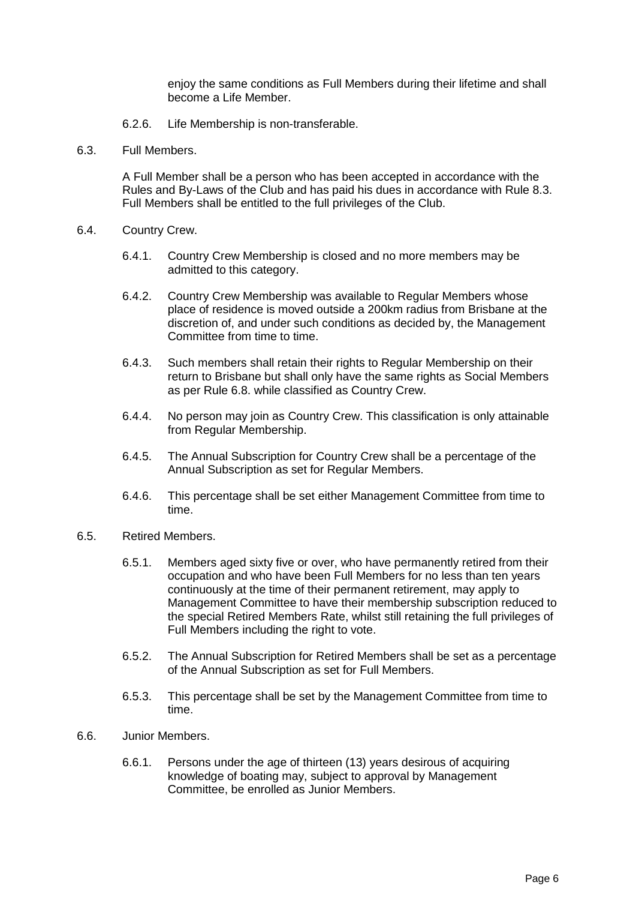enjoy the same conditions as Full Members during their lifetime and shall become a Life Member.

6.2.6. Life Membership is non-transferable.

6.3. Full Members.

A Full Member shall be a person who has been accepted in accordance with the Rules and By-Laws of the Club and has paid his dues in accordance with Rule 8.3. Full Members shall be entitled to the full privileges of the Club.

6.4. Country Crew.

6.4.1. Country Crew Membership is closed and no more members may be admitted to this category.

6.4.2. Country Crew Membership was available to Regular Members whose place of residence is moved outside a 200km radius from Brisbane at the discretion of, and under such conditions as decided by, the Management Committee from time to time.

6.4.3. Such members shall retain their rights to Regular Membership on their return to Brisbane but shall only have the same rights as Social Members as per Rule 6.8. while classified as Country Crew.

6.4.4. No person may join as Country Crew. This classification is only attainable from Regular Membership.

6.4.5. The Annual Subscription for Country Crew shall be a percentage of the Annual Subscription as set for Regular Members.

6.4.6. This percentage shall be set either Management Committee from time to time.

6.5. Retired Members.

6.5.1. Members aged sixty five or over, who have permanently retired from their occupation and who have been Full Members for no less than ten years continuously at the time of their permanent retirement, may apply to Management Committee to have their membership subscription reduced to the special Retired Members Rate, whilst still retaining the full privileges of Full Members including the right to vote.

6.5.2. The Annual Subscription for Retired Members shall be set as a percentage of the Annual Subscription as set for Full Members.

6.5.3. This percentage shall be set by the Management Committee from time to time.

6.6. Junior Members.

6.6.1. Persons under the age of thirteen (13) years desirous of acquiring knowledge of boating may, subject to approval by Management Committee, be enrolled as Junior Members.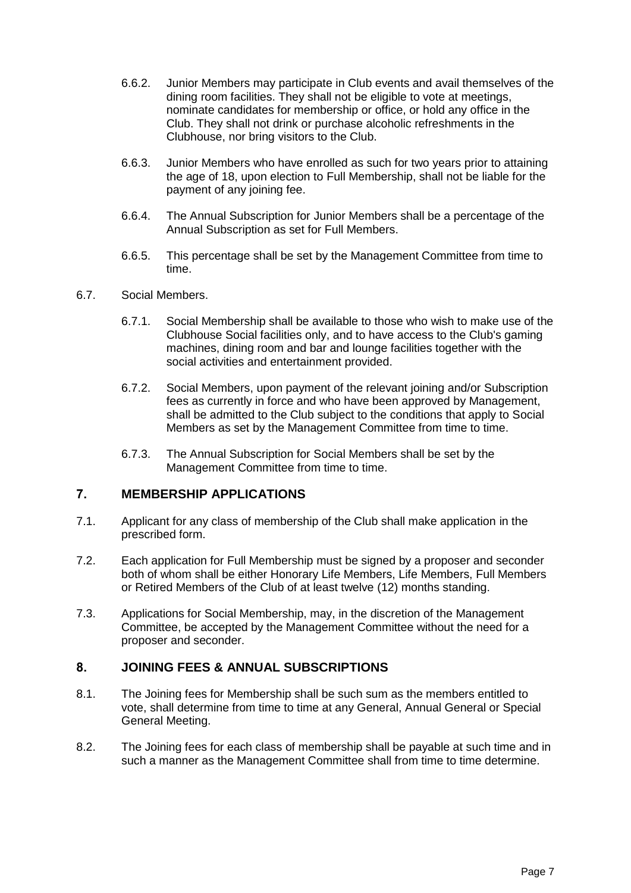6.6.2. Junior Members may participate in Club events and avail themselves of the dining room facilities. They shall not be eligible to vote at meetings, nominate candidates for membership or office, or hold any office in the Club. They shall not drink or purchase alcoholic refreshments in the Clubhouse, nor bring visitors to the Club.

6.6.3. Junior Members who have enrolled as such for two years prior to attaining the age of 18, upon election to Full Membership, shall not be liable for the payment of any joining fee.

6.6.4. The Annual Subscription for Junior Members shall be a percentage of the Annual Subscription as set for Full Members.

6.6.5. This percentage shall be set by the Management Committee from time to time.

6.7. Social Members.

6.7.1. Social Membership shall be available to those who wish to make use of the Clubhouse Social facilities only, and to have access to the Club's gaming machines, dining room and bar and lounge facilities together with the social activities and entertainment provided.

6.7.2. Social Members, upon payment of the relevant joining and/or Subscription fees as currently in force and who have been approved by Management, shall be admitted to the Club subject to the conditions that apply to Social Members as set by the Management Committee from time to time.

6.7.3. The Annual Subscription for Social Members shall be set by the Management Committee from time to time.

## 7. MEMBERSHIP APPLICATIONS

7.1. Applicant for any class of membership of the Club shall make application in the prescribed form.

7.2. Each application for Full Membership must be signed by a proposer and seconder both of whom shall be either Honorary Life Members, Life Members, Full Members or Retired Members of the Club of at least twelve (12) months standing.

7.3. Applications for Social Membership, may, in the discretion of the Management Committee, be accepted by the Management Committee without the need for a proposer and seconder.

## 8. JOINING FEES & ANNUAL SUBSCRIPTIONS

8.1. The Joining fees for Membership shall be such sum as the members entitled to vote, shall determine from time to time at any General, Annual General or Special General Meeting.

8.2. The Joining fees for each class of membership shall be payable at such time and in such a manner as the Management Committee shall from time to time determine.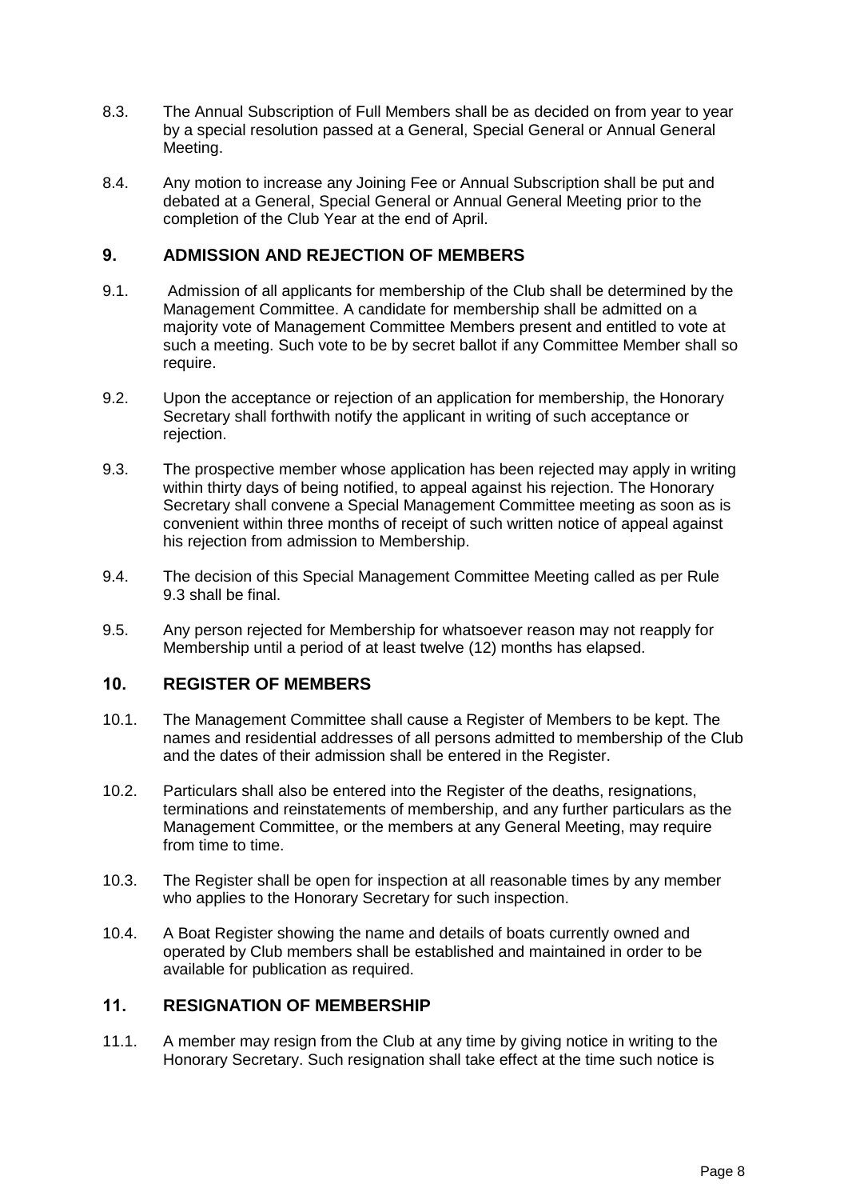8.3. The Annual Subscription of Full Members shall be as decided on from year to year by a special resolution passed at a General, Special General or Annual General Meeting.

8.4. Any motion to increase any Joining Fee or Annual Subscription shall be put and debated at a General, Special General or Annual General Meeting prior to the completion of the Club Year at the end of April.

## 9. ADMISSION AND REJECTION OF MEMBERS

9.1. Admission of all applicants for membership of the Club shall be determined by the Management Committee. A candidate for membership shall be admitted on a majority vote of Management Committee Members present and entitled to vote at such a meeting. Such vote to be by secret ballot if any Committee Member shall so require.

9.2. Upon the acceptance or rejection of an application for membership, the Honorary Secretary shall forthwith notify the applicant in writing of such acceptance or rejection.

9.3. The prospective member whose application has been rejected may apply in writing within thirty days of being notified, to appeal against his rejection. The Honorary Secretary shall convene a Special Management Committee meeting as soon as is convenient within three months of receipt of such written notice of appeal against his rejection from admission to Membership.

9.4. The decision of this Special Management Committee Meeting called as per Rule 9.3 shall be final.

9.5. Any person rejected for Membership for whatsoever reason may not reapply for Membership until a period of at least twelve (12) months has elapsed.

## 10. REGISTER OF MEMBERS

10.1. The Management Committee shall cause a Register of Members to be kept. The names and residential addresses of all persons admitted to membership of the Club and the dates of their admission shall be entered in the Register.

10.2. Particulars shall also be entered into the Register of the deaths, resignations, terminations and reinstatements of membership, and any further particulars as the Management Committee, or the members at any General Meeting, may require from time to time.

10.3. The Register shall be open for inspection at all reasonable times by any member who applies to the Honorary Secretary for such inspection.

10.4. A Boat Register showing the name and details of boats currently owned and operated by Club members shall be established and maintained in order to be available for publication as required.

## 11. RESIGNATION OF MEMBERSHIP

11.1. A member may resign from the Club at any time by giving notice in writing to the Honorary Secretary. Such resignation shall take effect at the time such notice is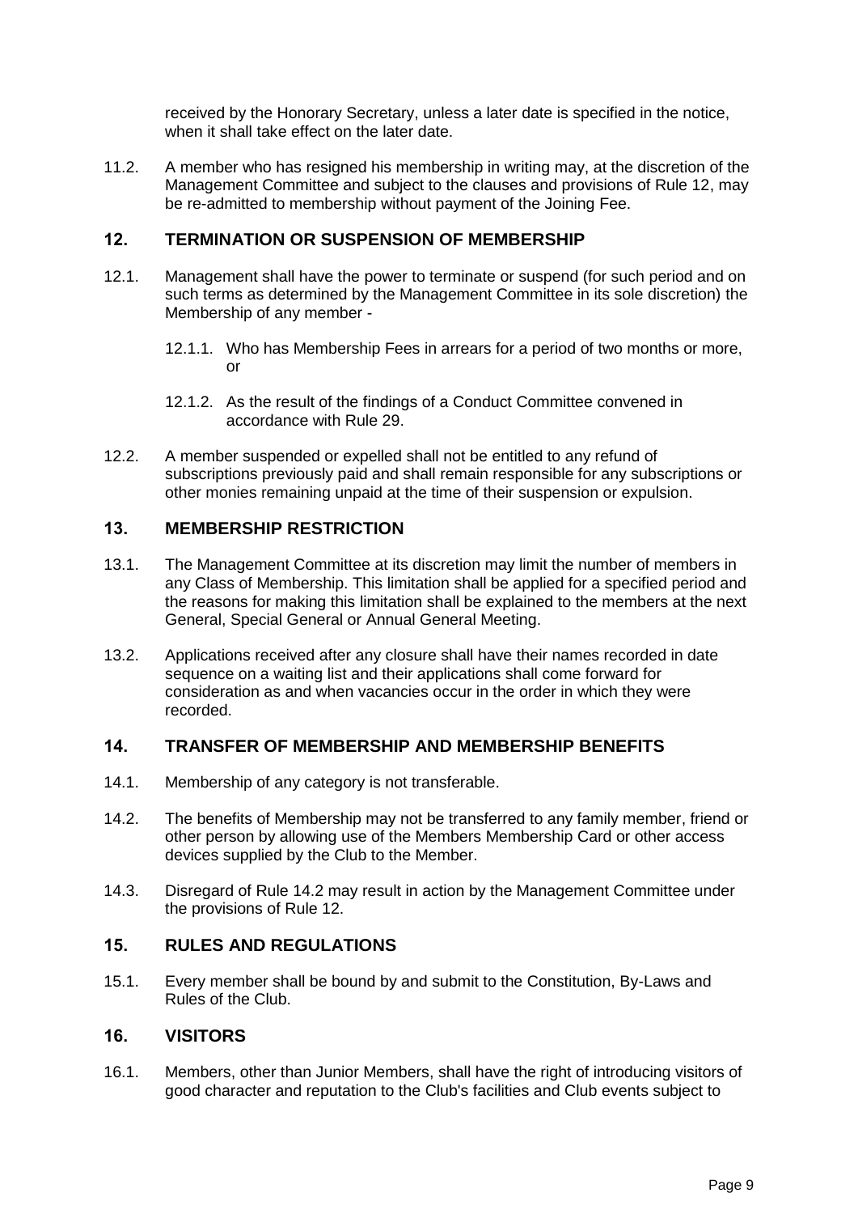received by the Honorary Secretary, unless a later date is specified in the notice, when it shall take effect on the later date.

11.2. A member who has resigned his membership in writing may, at the discretion of the Management Committee and subject to the clauses and provisions of Rule 12, may be re-admitted to membership without payment of the Joining Fee.

## 12. TERMINATION OR SUSPENSION OF MEMBERSHIP

12.1. Management shall have the power to terminate or suspend (for such period and on such terms as determined by the Management Committee in its sole discretion) the Membership of any member -

12.1.1. Who has Membership Fees in arrears for a period of two months or more, or

12.1.2. As the result of the findings of a Conduct Committee convened in accordance with Rule 29.

12.2. A member suspended or expelled shall not be entitled to any refund of subscriptions previously paid and shall remain responsible for any subscriptions or other monies remaining unpaid at the time of their suspension or expulsion.

## 13. MEMBERSHIP RESTRICTION

13.1. The Management Committee at its discretion may limit the number of members in any Class of Membership. This limitation shall be applied for a specified period and the reasons for making this limitation shall be explained to the members at the next General, Special General or Annual General Meeting.

13.2. Applications received after any closure shall have their names recorded in date sequence on a waiting list and their applications shall come forward for consideration as and when vacancies occur in the order in which they were recorded.

## 14. TRANSFER OF MEMBERSHIP AND MEMBERSHIP BENEFITS

14.1. Membership of any category is not transferable.

14.2. The benefits of Membership may not be transferred to any family member, friend or other person by allowing use of the Members Membership Card or other access devices supplied by the Club to the Member.

14.3. Disregard of Rule 14.2 may result in action by the Management Committee under the provisions of Rule 12.

## 15. RULES AND REGULATIONS

15.1. Every member shall be bound by and submit to the Constitution, By-Laws and Rules of the Club.

## 16. VISITORS

16.1. Members, other than Junior Members, shall have the right of introducing visitors of good character and reputation to the Club's facilities and Club events subject to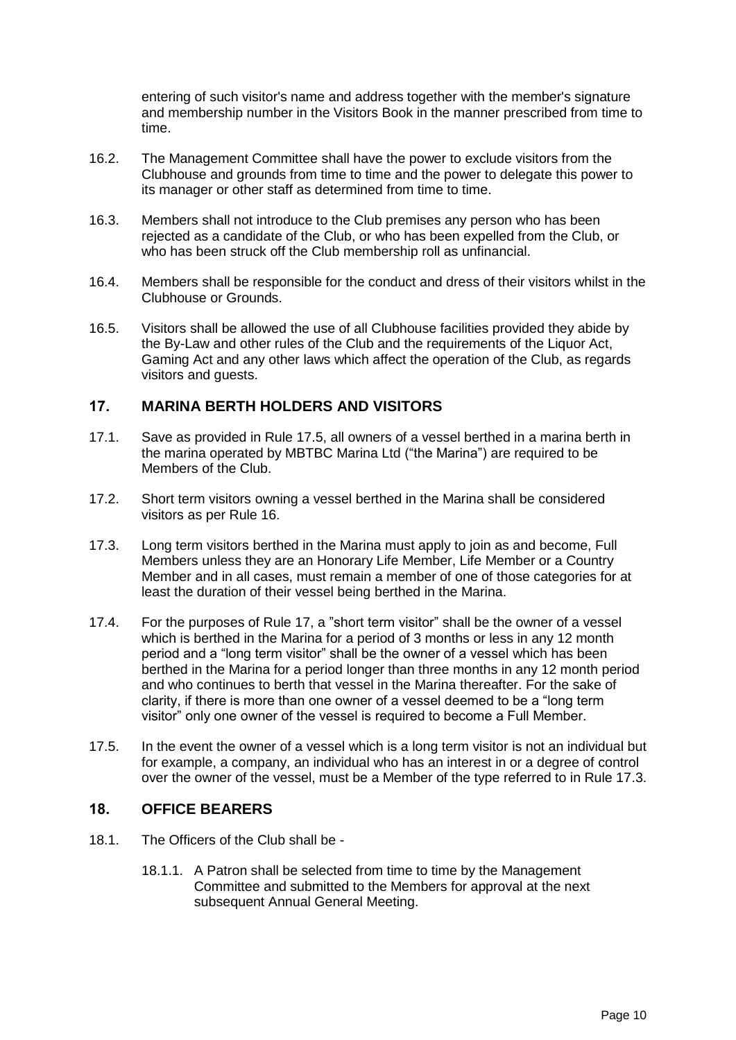entering of such visitor's name and address together with the member's signature and membership number in the Visitors Book in the manner prescribed from time to time.

16.2. The Management Committee shall have the power to exclude visitors from the Clubhouse and grounds from time to time and the power to delegate this power to its manager or other staff as determined from time to time.

16.3. Members shall not introduce to the Club premises any person who has been rejected as a candidate of the Club, or who has been expelled from the Club, or who has been struck off the Club membership roll as unfinancial.

16.4. Members shall be responsible for the conduct and dress of their visitors whilst in the Clubhouse or Grounds.

16.5. Visitors shall be allowed the use of all Clubhouse facilities provided they abide by the By-Law and other rules of the Club and the requirements of the Liquor Act, Gaming Act and any other laws which affect the operation of the Club, as regards visitors and guests.

## 17. MARINA BERTH HOLDERS AND VISITORS

17.1. Save as provided in Rule 17.5, all owners of a vessel berthed in a marina berth in the marina operated by MBTBC Marina Ltd ("the Marina") are required to be Members of the Club.

17.2. Short term visitors owning a vessel berthed in the Marina shall be considered visitors as per Rule 16.

17.3. Long term visitors berthed in the Marina must apply to join as and become, Full Members unless they are an Honorary Life Member, Life Member or a Country Member and in all cases, must remain a member of one of those categories for at least the duration of their vessel being berthed in the Marina.

17.4. For the purposes of Rule 17, a "short term visitor" shall be the owner of a vessel which is berthed in the Marina for a period of 3 months or less in any 12 month period and a "long term visitor" shall be the owner of a vessel which has been berthed in the Marina for a period longer than three months in any 12 month period and who continues to berth that vessel in the Marina thereafter. For the sake of clarity, if there is more than one owner of a vessel deemed to be a "long term visitor" only one owner of the vessel is required to become a Full Member.

17.5. In the event the owner of a vessel which is a long term visitor is not an individual but for example, a company, an individual who has an interest in or a degree of control over the owner of the vessel, must be a Member of the type referred to in Rule 17.3.

## 18. OFFICE BEARERS

18.1. The Officers of the Club shall be -

18.1.1. A Patron shall be selected from time to time by the Management Committee and submitted to the Members for approval at the next subsequent Annual General Meeting.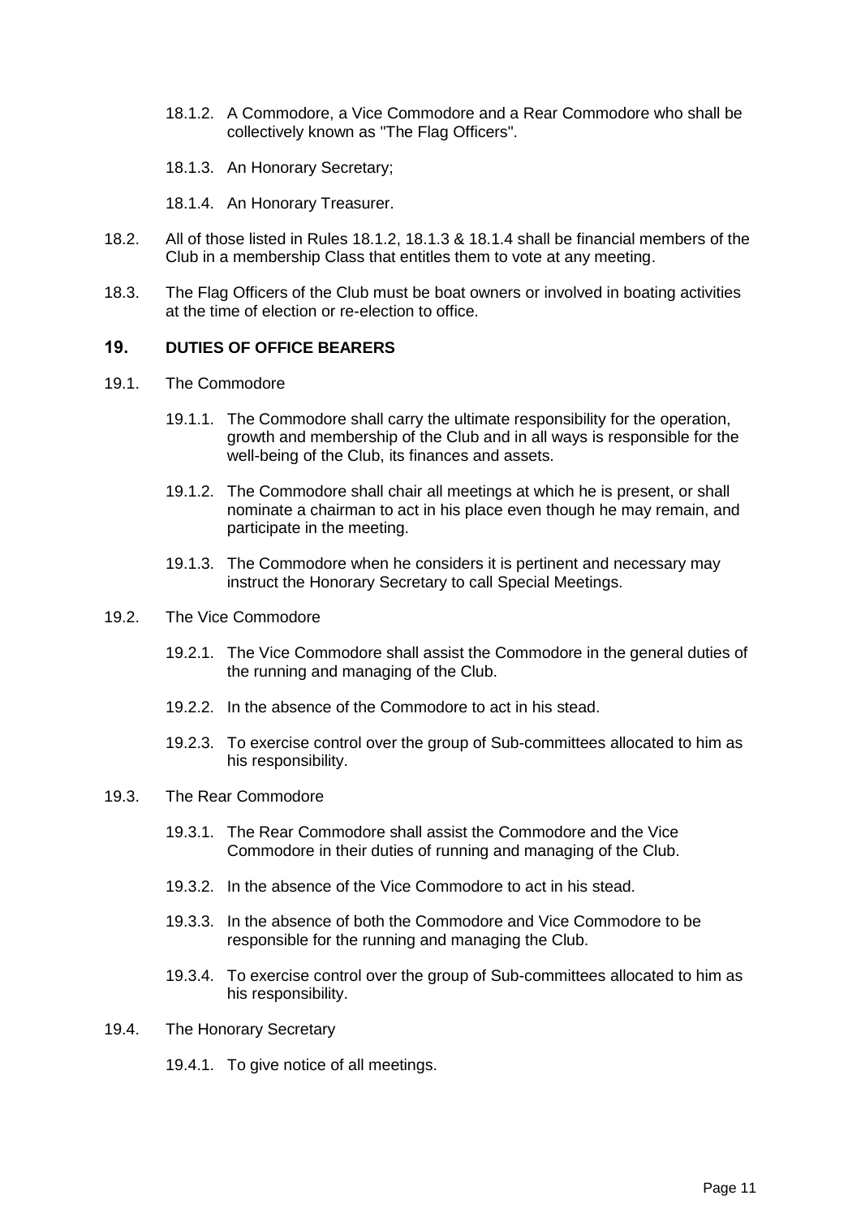18.1.2. A Commodore, a Vice Commodore and a Rear Commodore who shall be collectively known as "The Flag Officers".

18.1.3. An Honorary Secretary;

18.1.4. An Honorary Treasurer.

18.2. All of those listed in Rules 18.1.2, 18.1.3 & 18.1.4 shall be financial members of the Club in a membership Class that entitles them to vote at any meeting.

18.3. The Flag Officers of the Club must be boat owners or involved in boating activities at the time of election or re-election to office.

## 19. DUTIES OF OFFICE BEARERS

19.1. The Commodore

19.1.1. The Commodore shall carry the ultimate responsibility for the operation, growth and membership of the Club and in all ways is responsible for the well-being of the Club, its finances and assets.

19.1.2. The Commodore shall chair all meetings at which he is present, or shall nominate a chairman to act in his place even though he may remain, and participate in the meeting.

19.1.3. The Commodore when he considers it is pertinent and necessary may instruct the Honorary Secretary to call Special Meetings.

19.2. The Vice Commodore

19.2.1. The Vice Commodore shall assist the Commodore in the general duties of the running and managing of the Club.

19.2.2. In the absence of the Commodore to act in his stead.

19.2.3. To exercise control over the group of Sub-committees allocated to him as his responsibility.

19.3. The Rear Commodore

19.3.1. The Rear Commodore shall assist the Commodore and the Vice Commodore in their duties of running and managing of the Club.

19.3.2. In the absence of the Vice Commodore to act in his stead.

19.3.3. In the absence of both the Commodore and Vice Commodore to be responsible for the running and managing the Club.

19.3.4. To exercise control over the group of Sub-committees allocated to him as his responsibility.

19.4. The Honorary Secretary

19.4.1. To give notice of all meetings.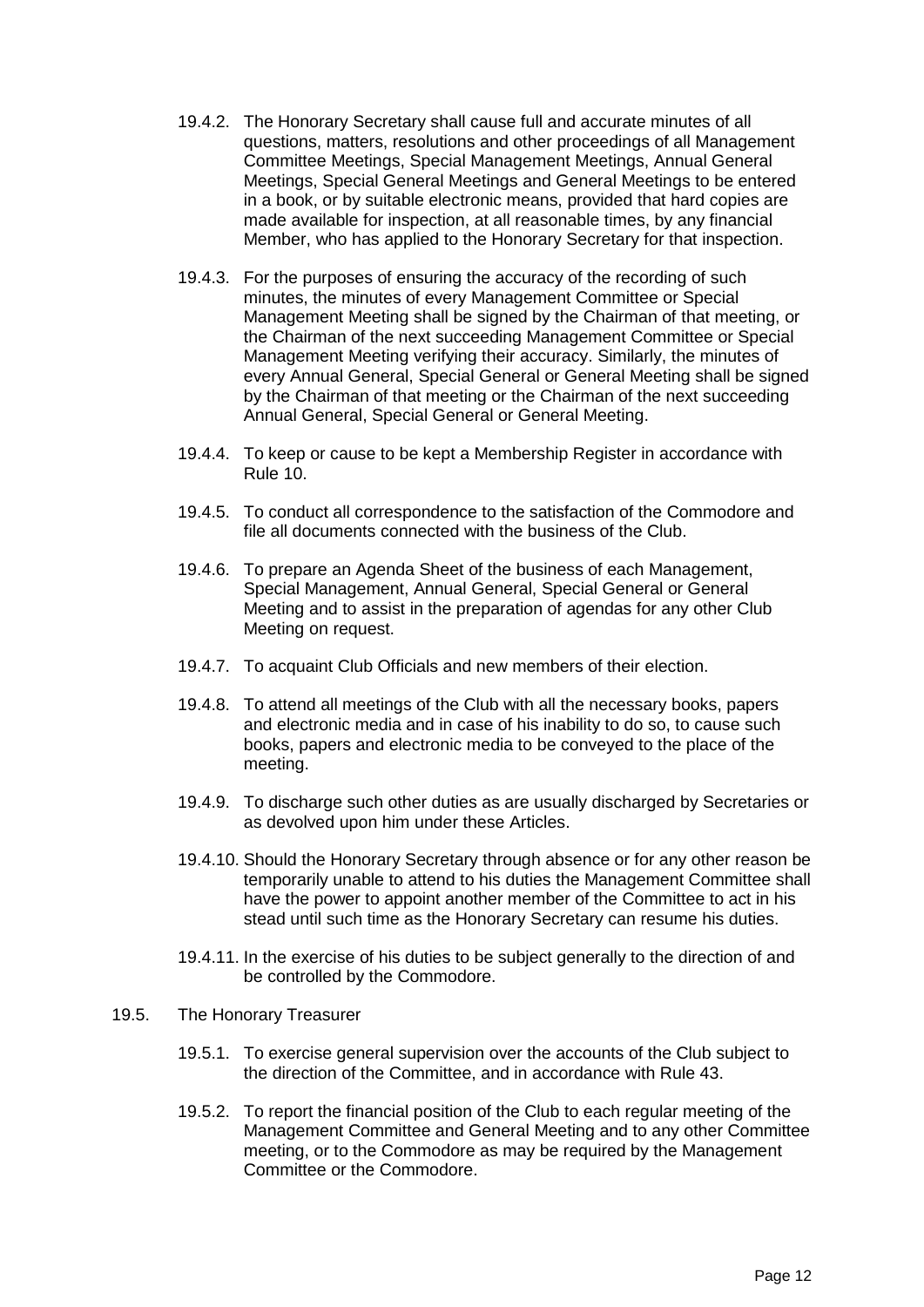19.4.2. The Honorary Secretary shall cause full and accurate minutes of all questions, matters, resolutions and other proceedings of all Management Committee Meetings, Special Management Meetings, Annual General Meetings, Special General Meetings and General Meetings to be entered in a book, or by suitable electronic means, provided that hard copies are made available for inspection, at all reasonable times, by any financial Member, who has applied to the Honorary Secretary for that inspection.

19.4.3. For the purposes of ensuring the accuracy of the recording of such minutes, the minutes of every Management Committee or Special Management Meeting shall be signed by the Chairman of that meeting, or the Chairman of the next succeeding Management Committee or Special Management Meeting verifying their accuracy. Similarly, the minutes of every Annual General, Special General or General Meeting shall be signed by the Chairman of that meeting or the Chairman of the next succeeding Annual General, Special General or General Meeting.

19.4.4. To keep or cause to be kept a Membership Register in accordance with Rule 10.

19.4.5. To conduct all correspondence to the satisfaction of the Commodore and file all documents connected with the business of the Club.

19.4.6. To prepare an Agenda Sheet of the business of each Management, Special Management, Annual General, Special General or General Meeting and to assist in the preparation of agendas for any other Club Meeting on request.

19.4.7. To acquaint Club Officials and new members of their election.

19.4.8. To attend all meetings of the Club with all the necessary books, papers and electronic media and in case of his inability to do so, to cause such books, papers and electronic media to be conveyed to the place of the meeting.

19.4.9. To discharge such other duties as are usually discharged by Secretaries or as devolved upon him under these Articles.

19.4.10. Should the Honorary Secretary through absence or for any other reason be temporarily unable to attend to his duties the Management Committee shall have the power to appoint another member of the Committee to act in his stead until such time as the Honorary Secretary can resume his duties.

19.4.11. In the exercise of his duties to be subject generally to the direction of and be controlled by the Commodore.

19.5. The Honorary Treasurer

19.5.1. To exercise general supervision over the accounts of the Club subject to the direction of the Committee, and in accordance with Rule 43.

19.5.2. To report the financial position of the Club to each regular meeting of the Management Committee and General Meeting and to any other Committee meeting, or to the Commodore as may be required by the Management Committee or the Commodore.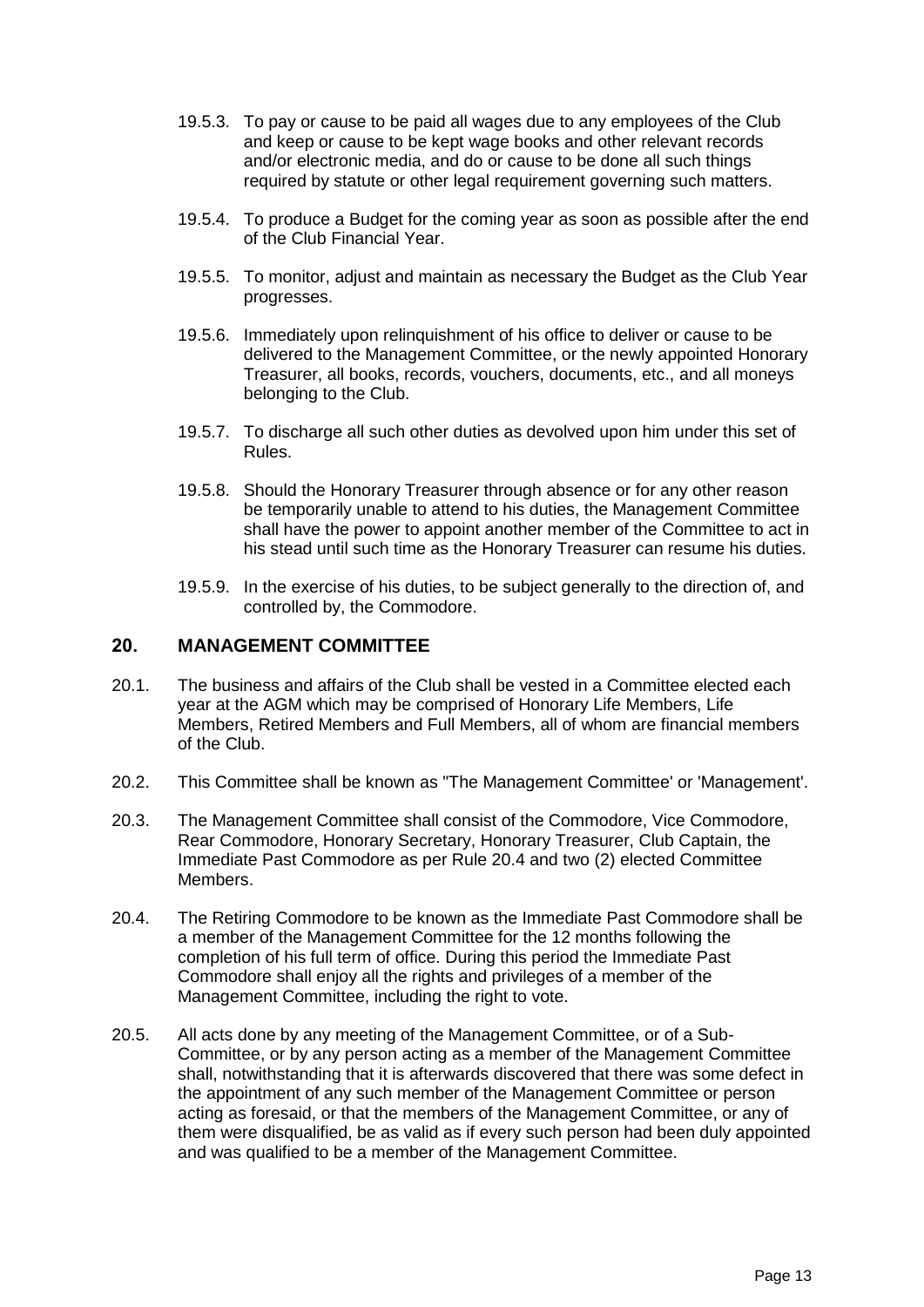19.5.3. To pay or cause to be paid all wages due to any employees of the Club and keep or cause to be kept wage books and other relevant records and/or electronic media, and do or cause to be done all such things required by statute or other legal requirement governing such matters.

19.5.4. To produce a Budget for the coming year as soon as possible after the end of the Club Financial Year.

19.5.5. To monitor, adjust and maintain as necessary the Budget as the Club Year progresses.

19.5.6. Immediately upon relinquishment of his office to deliver or cause to be delivered to the Management Committee, or the newly appointed Honorary Treasurer, all books, records, vouchers, documents, etc., and all moneys belonging to the Club.

19.5.7. To discharge all such other duties as devolved upon him under this set of Rules.

19.5.8. Should the Honorary Treasurer through absence or for any other reason be temporarily unable to attend to his duties, the Management Committee shall have the power to appoint another member of the Committee to act in his stead until such time as the Honorary Treasurer can resume his duties.

19.5.9. In the exercise of his duties, to be subject generally to the direction of, and controlled by, the Commodore.

## 20. MANAGEMENT COMMITTEE

20.1. The business and affairs of the Club shall be vested in a Committee elected each year at the AGM which may be comprised of Honorary Life Members, Life Members, Retired Members and Full Members, all of whom are financial members of the Club.

20.2. This Committee shall be known as "The Management Committee' or 'Management'.

20.3. The Management Committee shall consist of the Commodore, Vice Commodore, Rear Commodore, Honorary Secretary, Honorary Treasurer, Club Captain, the Immediate Past Commodore as per Rule 20.4 and two (2) elected Committee Members.

20.4. The Retiring Commodore to be known as the Immediate Past Commodore shall be a member of the Management Committee for the 12 months following the completion of his full term of office. During this period the Immediate Past Commodore shall enjoy all the rights and privileges of a member of the Management Committee, including the right to vote.

20.5. All acts done by any meeting of the Management Committee, or of a Sub-Committee, or by any person acting as a member of the Management Committee shall, notwithstanding that it is afterwards discovered that there was some defect in the appointment of any such member of the Management Committee or person acting as foresaid, or that the members of the Management Committee, or any of them were disqualified, be as valid as if every such person had been duly appointed and was qualified to be a member of the Management Committee.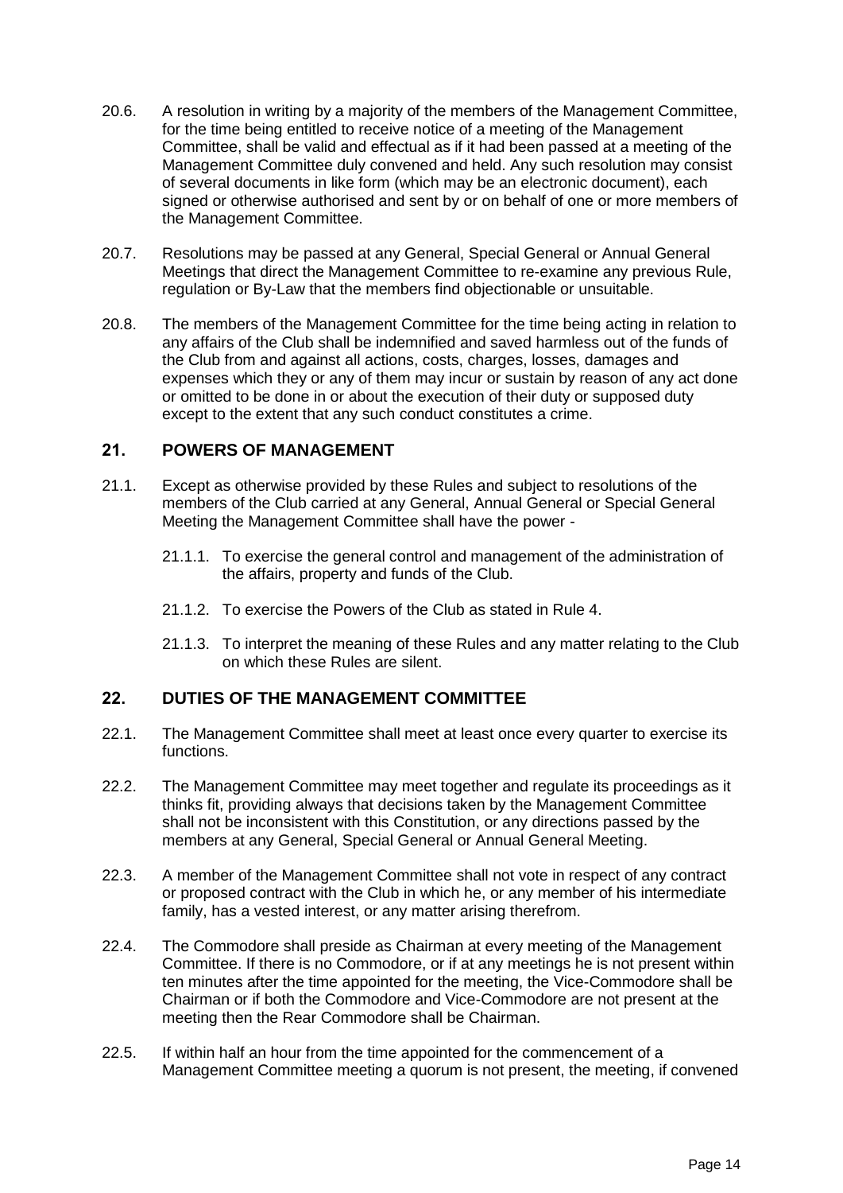20.6. A resolution in writing by a majority of the members of the Management Committee, for the time being entitled to receive notice of a meeting of the Management Committee, shall be valid and effectual as if it had been passed at a meeting of the Management Committee duly convened and held. Any such resolution may consist of several documents in like form (which may be an electronic document), each signed or otherwise authorised and sent by or on behalf of one or more members of the Management Committee.

20.7. Resolutions may be passed at any General, Special General or Annual General Meetings that direct the Management Committee to re-examine any previous Rule, regulation or By-Law that the members find objectionable or unsuitable.

20.8. The members of the Management Committee for the time being acting in relation to any affairs of the Club shall be indemnified and saved harmless out of the funds of the Club from and against all actions, costs, charges, losses, damages and expenses which they or any of them may incur or sustain by reason of any act done or omitted to be done in or about the execution of their duty or supposed duty except to the extent that any such conduct constitutes a crime.

## 21. POWERS OF MANAGEMENT

21.1. Except as otherwise provided by these Rules and subject to resolutions of the members of the Club carried at any General, Annual General or Special General Meeting the Management Committee shall have the power -

- 21.1.1. To exercise the general control and management of the administration of the affairs, property and funds of the Club.
- 21.1.2. To exercise the Powers of the Club as stated in Rule 4.
- 21.1.3. To interpret the meaning of these Rules and any matter relating to the Club on which these Rules are silent.

## 22. DUTIES OF THE MANAGEMENT COMMITTEE

22.1. The Management Committee shall meet at least once every quarter to exercise its functions.

22.2. The Management Committee may meet together and regulate its proceedings as it thinks fit, providing always that decisions taken by the Management Committee shall not be inconsistent with this Constitution, or any directions passed by the members at any General, Special General or Annual General Meeting.

22.3. A member of the Management Committee shall not vote in respect of any contract or proposed contract with the Club in which he, or any member of his intermediate family, has a vested interest, or any matter arising therefrom.

22.4. The Commodore shall preside as Chairman at every meeting of the Management Committee. If there is no Commodore, or if at any meetings he is not present within ten minutes after the time appointed for the meeting, the Vice-Commodore shall be Chairman or if both the Commodore and Vice-Commodore are not present at the meeting then the Rear Commodore shall be Chairman.

22.5. If within half an hour from the time appointed for the commencement of a Management Committee meeting a quorum is not present, the meeting, if convened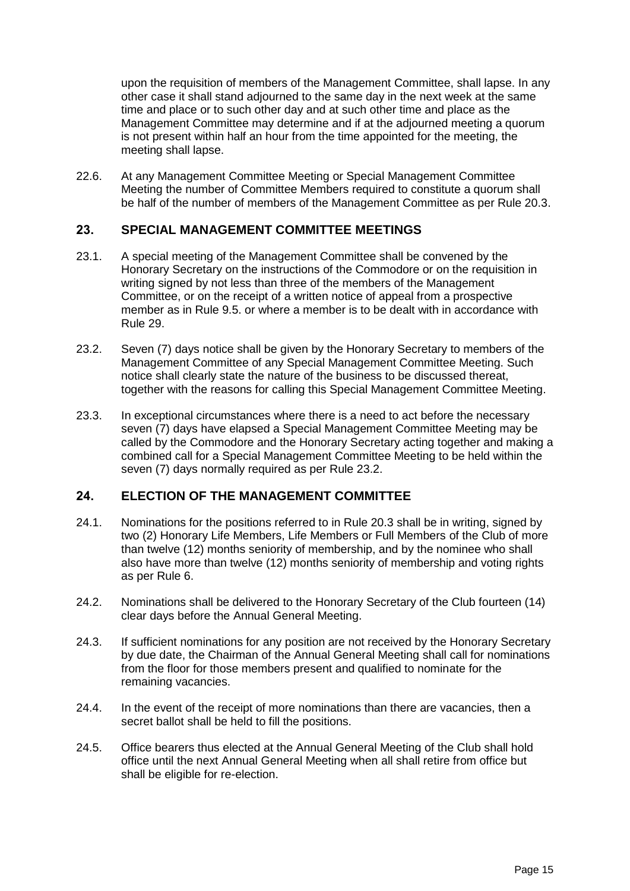upon the requisition of members of the Management Committee, shall lapse. In any other case it shall stand adjourned to the same day in the next week at the same time and place or to such other day and at such other time and place as the Management Committee may determine and if at the adjourned meeting a quorum is not present within half an hour from the time appointed for the meeting, the meeting shall lapse.

22.6. At any Management Committee Meeting or Special Management Committee Meeting the number of Committee Members required to constitute a quorum shall be half of the number of members of the Management Committee as per Rule 20.3.

## 23. SPECIAL MANAGEMENT COMMITTEE MEETINGS

23.1. A special meeting of the Management Committee shall be convened by the Honorary Secretary on the instructions of the Commodore or on the requisition in writing signed by not less than three of the members of the Management Committee, or on the receipt of a written notice of appeal from a prospective member as in Rule 9.5. or where a member is to be dealt with in accordance with Rule 29.

23.2. Seven (7) days notice shall be given by the Honorary Secretary to members of the Management Committee of any Special Management Committee Meeting. Such notice shall clearly state the nature of the business to be discussed thereat, together with the reasons for calling this Special Management Committee Meeting.

23.3. In exceptional circumstances where there is a need to act before the necessary seven (7) days have elapsed a Special Management Committee Meeting may be called by the Commodore and the Honorary Secretary acting together and making a combined call for a Special Management Committee Meeting to be held within the seven (7) days normally required as per Rule 23.2.

## 24. ELECTION OF THE MANAGEMENT COMMITTEE

24.1. Nominations for the positions referred to in Rule 20.3 shall be in writing, signed by two (2) Honorary Life Members, Life Members or Full Members of the Club of more than twelve (12) months seniority of membership, and by the nominee who shall also have more than twelve (12) months seniority of membership and voting rights as per Rule 6.

24.2. Nominations shall be delivered to the Honorary Secretary of the Club fourteen (14) clear days before the Annual General Meeting.

24.3. If sufficient nominations for any position are not received by the Honorary Secretary by due date, the Chairman of the Annual General Meeting shall call for nominations from the floor for those members present and qualified to nominate for the remaining vacancies.

24.4. In the event of the receipt of more nominations than there are vacancies, then a secret ballot shall be held to fill the positions.

24.5. Office bearers thus elected at the Annual General Meeting of the Club shall hold office until the next Annual General Meeting when all shall retire from office but shall be eligible for re-election.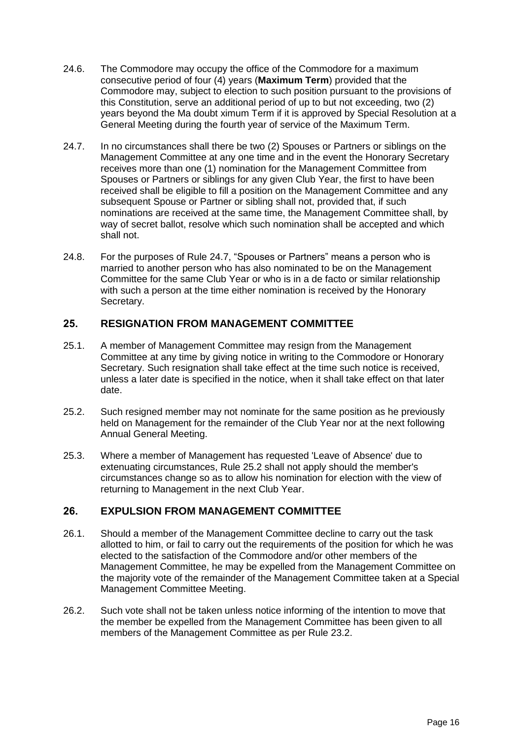24.6. The Commodore may occupy the office of the Commodore for a maximum consecutive period of four (4) years (**Maximum Term**) provided that the Commodore may, subject to election to such position pursuant to the provisions of this Constitution, serve an additional period of up to but not exceeding, two (2) years beyond the Ma doubt ximum Term if it is approved by Special Resolution at a General Meeting during the fourth year of service of the Maximum Term.

24.7. In no circumstances shall there be two (2) Spouses or Partners or siblings on the Management Committee at any one time and in the event the Honorary Secretary receives more than one (1) nomination for the Management Committee from Spouses or Partners or siblings for any given Club Year, the first to have been received shall be eligible to fill a position on the Management Committee and any subsequent Spouse or Partner or sibling shall not, provided that, if such nominations are received at the same time, the Management Committee shall, by way of secret ballot, resolve which such nomination shall be accepted and which shall not.

24.8. For the purposes of Rule 24.7, "Spouses or Partners" means a person who is married to another person who has also nominated to be on the Management Committee for the same Club Year or who is in a de facto or similar relationship with such a person at the time either nomination is received by the Honorary Secretary.

## 25. RESIGNATION FROM MANAGEMENT COMMITTEE

25.1. A member of Management Committee may resign from the Management Committee at any time by giving notice in writing to the Commodore or Honorary Secretary. Such resignation shall take effect at the time such notice is received, unless a later date is specified in the notice, when it shall take effect on that later date.

25.2. Such resigned member may not nominate for the same position as he previously held on Management for the remainder of the Club Year nor at the next following Annual General Meeting.

25.3. Where a member of Management has requested 'Leave of Absence' due to extenuating circumstances, Rule 25.2 shall not apply should the member's circumstances change so as to allow his nomination for election with the view of returning to Management in the next Club Year.

## 26. EXPULSION FROM MANAGEMENT COMMITTEE

26.1. Should a member of the Management Committee decline to carry out the task allotted to him, or fail to carry out the requirements of the position for which he was elected to the satisfaction of the Commodore and/or other members of the Management Committee, he may be expelled from the Management Committee on the majority vote of the remainder of the Management Committee taken at a Special Management Committee Meeting.

26.2. Such vote shall not be taken unless notice informing of the intention to move that the member be expelled from the Management Committee has been given to all members of the Management Committee as per Rule 23.2.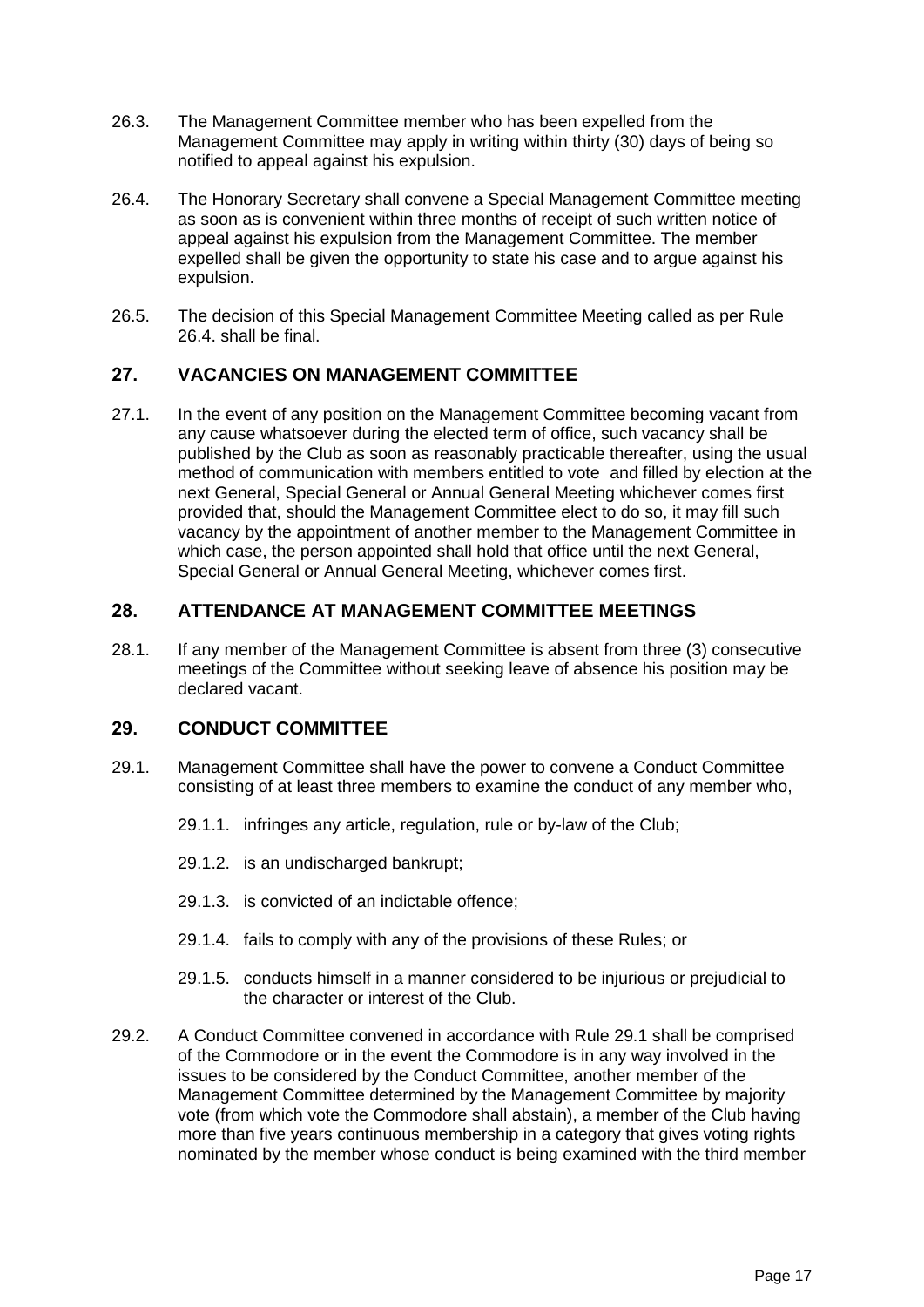26.3. The Management Committee member who has been expelled from the Management Committee may apply in writing within thirty (30) days of being so notified to appeal against his expulsion.

26.4. The Honorary Secretary shall convene a Special Management Committee meeting as soon as is convenient within three months of receipt of such written notice of appeal against his expulsion from the Management Committee. The member expelled shall be given the opportunity to state his case and to argue against his expulsion.

26.5. The decision of this Special Management Committee Meeting called as per Rule 26.4. shall be final.

## 27. VACANCIES ON MANAGEMENT COMMITTEE

27.1. In the event of any position on the Management Committee becoming vacant from any cause whatsoever during the elected term of office, such vacancy shall be published by the Club as soon as reasonably practicable thereafter, using the usual method of communication with members entitled to vote and filled by election at the next General, Special General or Annual General Meeting whichever comes first provided that, should the Management Committee elect to do so, it may fill such vacancy by the appointment of another member to the Management Committee in which case, the person appointed shall hold that office until the next General, Special General or Annual General Meeting, whichever comes first.

## 28. ATTENDANCE AT MANAGEMENT COMMITTEE MEETINGS

28.1. If any member of the Management Committee is absent from three (3) consecutive meetings of the Committee without seeking leave of absence his position may be declared vacant.

## 29. CONDUCT COMMITTEE

29.1. Management Committee shall have the power to convene a Conduct Committee consisting of at least three members to examine the conduct of any member who,

29.1.1. infringes any article, regulation, rule or by-law of the Club;

29.1.2. is an undischarged bankrupt;

29.1.3. is convicted of an indictable offence;

29.1.4. fails to comply with any of the provisions of these Rules; or

29.1.5. conducts himself in a manner considered to be injurious or prejudicial to the character or interest of the Club.

29.2. A Conduct Committee convened in accordance with Rule 29.1 shall be comprised of the Commodore or in the event the Commodore is in any way involved in the issues to be considered by the Conduct Committee, another member of the Management Committee determined by the Management Committee by majority vote (from which vote the Commodore shall abstain), a member of the Club having more than five years continuous membership in a category that gives voting rights nominated by the member whose conduct is being examined with the third member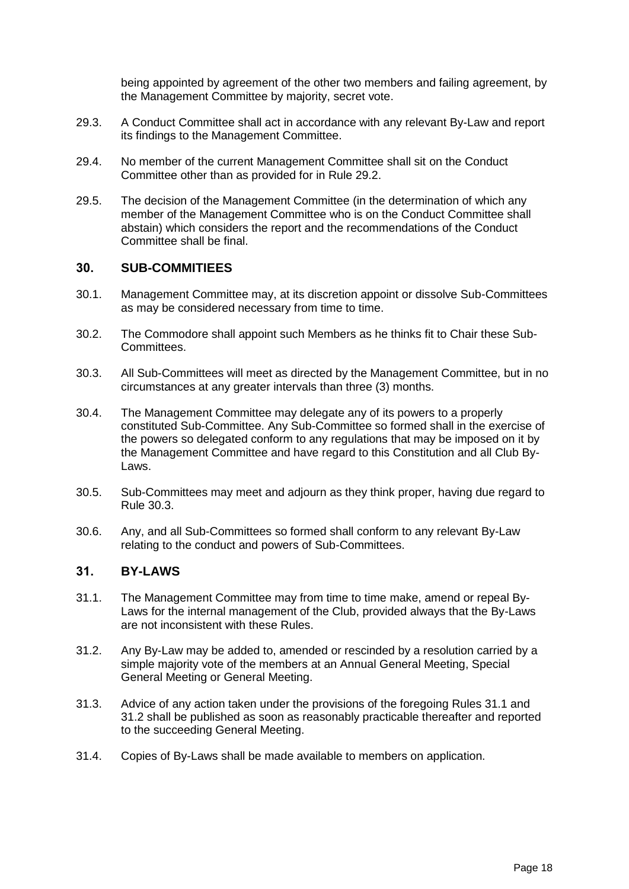being appointed by agreement of the other two members and failing agreement, by the Management Committee by majority, secret vote.

29.3. A Conduct Committee shall act in accordance with any relevant By-Law and report its findings to the Management Committee.

29.4. No member of the current Management Committee shall sit on the Conduct Committee other than as provided for in Rule 29.2.

29.5. The decision of the Management Committee (in the determination of which any member of the Management Committee who is on the Conduct Committee shall abstain) which considers the report and the recommendations of the Conduct Committee shall be final.

## 30. SUB-COMMITIEES

30.1. Management Committee may, at its discretion appoint or dissolve Sub-Committees as may be considered necessary from time to time.

30.2. The Commodore shall appoint such Members as he thinks fit to Chair these Sub-Committees.

30.3. All Sub-Committees will meet as directed by the Management Committee, but in no circumstances at any greater intervals than three (3) months.

30.4. The Management Committee may delegate any of its powers to a properly constituted Sub-Committee. Any Sub-Committee so formed shall in the exercise of the powers so delegated conform to any regulations that may be imposed on it by the Management Committee and have regard to this Constitution and all Club By-Laws.

30.5. Sub-Committees may meet and adjourn as they think proper, having due regard to Rule 30.3.

30.6. Any, and all Sub-Committees so formed shall conform to any relevant By-Law relating to the conduct and powers of Sub-Committees.

## 31. BY-LAWS

31.1. The Management Committee may from time to time make, amend or repeal By-Laws for the internal management of the Club, provided always that the By-Laws are not inconsistent with these Rules.

31.2. Any By-Law may be added to, amended or rescinded by a resolution carried by a simple majority vote of the members at an Annual General Meeting, Special General Meeting or General Meeting.

31.3. Advice of any action taken under the provisions of the foregoing Rules 31.1 and 31.2 shall be published as soon as reasonably practicable thereafter and reported to the succeeding General Meeting.

31.4. Copies of By-Laws shall be made available to members on application.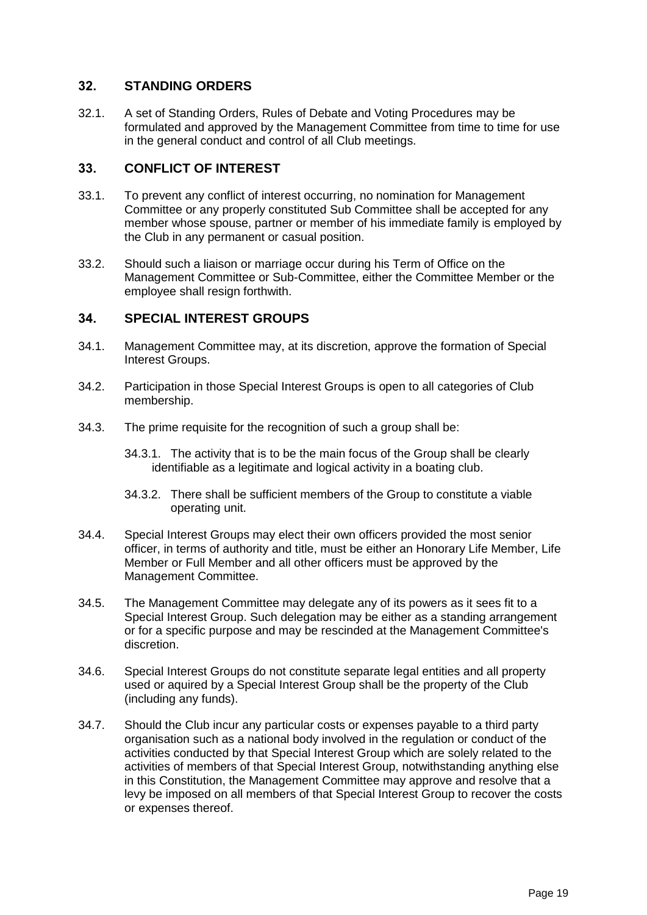## 32. STANDING ORDERS

32.1. A set of Standing Orders, Rules of Debate and Voting Procedures may be formulated and approved by the Management Committee from time to time for use in the general conduct and control of all Club meetings.

## 33. CONFLICT OF INTEREST

33.1. To prevent any conflict of interest occurring, no nomination for Management Committee or any properly constituted Sub Committee shall be accepted for any member whose spouse, partner or member of his immediate family is employed by the Club in any permanent or casual position.

33.2. Should such a liaison or marriage occur during his Term of Office on the Management Committee or Sub-Committee, either the Committee Member or the employee shall resign forthwith.

## 34. SPECIAL INTEREST GROUPS

34.1. Management Committee may, at its discretion, approve the formation of Special Interest Groups.

34.2. Participation in those Special Interest Groups is open to all categories of Club membership.

34.3. The prime requisite for the recognition of such a group shall be:

34.3.1. The activity that is to be the main focus of the Group shall be clearly identifiable as a legitimate and logical activity in a boating club.

34.3.2. There shall be sufficient members of the Group to constitute a viable operating unit.

34.4. Special Interest Groups may elect their own officers provided the most senior officer, in terms of authority and title, must be either an Honorary Life Member, Life Member or Full Member and all other officers must be approved by the Management Committee.

34.5. The Management Committee may delegate any of its powers as it sees fit to a Special Interest Group. Such delegation may be either as a standing arrangement or for a specific purpose and may be rescinded at the Management Committee's discretion.

34.6. Special Interest Groups do not constitute separate legal entities and all property used or aquired by a Special Interest Group shall be the property of the Club (including any funds).

34.7. Should the Club incur any particular costs or expenses payable to a third party organisation such as a national body involved in the regulation or conduct of the activities conducted by that Special Interest Group which are solely related to the activities of members of that Special Interest Group, notwithstanding anything else in this Constitution, the Management Committee may approve and resolve that a levy be imposed on all members of that Special Interest Group to recover the costs or expenses thereof.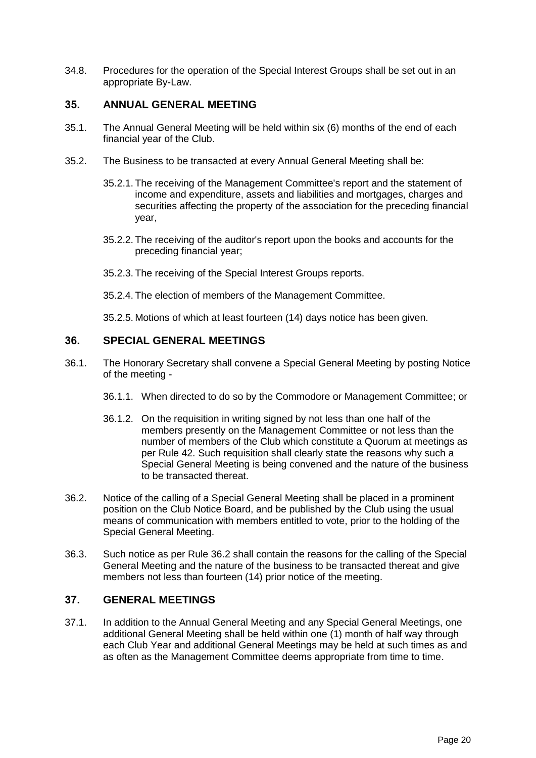34.8. Procedures for the operation of the Special Interest Groups shall be set out in an appropriate By-Law.

## 35. ANNUAL GENERAL MEETING

35.1. The Annual General Meeting will be held within six (6) months of the end of each financial year of the Club.

35.2. The Business to be transacted at every Annual General Meeting shall be:

35.2.1. The receiving of the Management Committee's report and the statement of income and expenditure, assets and liabilities and mortgages, charges and securities affecting the property of the association for the preceding financial year,

35.2.2. The receiving of the auditor's report upon the books and accounts for the preceding financial year;

35.2.3. The receiving of the Special Interest Groups reports.

35.2.4. The election of members of the Management Committee.

35.2.5. Motions of which at least fourteen (14) days notice has been given.

## 36. SPECIAL GENERAL MEETINGS

36.1. The Honorary Secretary shall convene a Special General Meeting by posting Notice of the meeting -

36.1.1. When directed to do so by the Commodore or Management Committee; or

36.1.2. On the requisition in writing signed by not less than one half of the members presently on the Management Committee or not less than the number of members of the Club which constitute a Quorum at meetings as per Rule 42. Such requisition shall clearly state the reasons why such a Special General Meeting is being convened and the nature of the business to be transacted thereat.

36.2. Notice of the calling of a Special General Meeting shall be placed in a prominent position on the Club Notice Board, and be published by the Club using the usual means of communication with members entitled to vote, prior to the holding of the Special General Meeting.

36.3. Such notice as per Rule 36.2 shall contain the reasons for the calling of the Special General Meeting and the nature of the business to be transacted thereat and give members not less than fourteen (14) prior notice of the meeting.

## 37. GENERAL MEETINGS

37.1. In addition to the Annual General Meeting and any Special General Meetings, one additional General Meeting shall be held within one (1) month of half way through each Club Year and additional General Meetings may be held at such times as and as often as the Management Committee deems appropriate from time to time.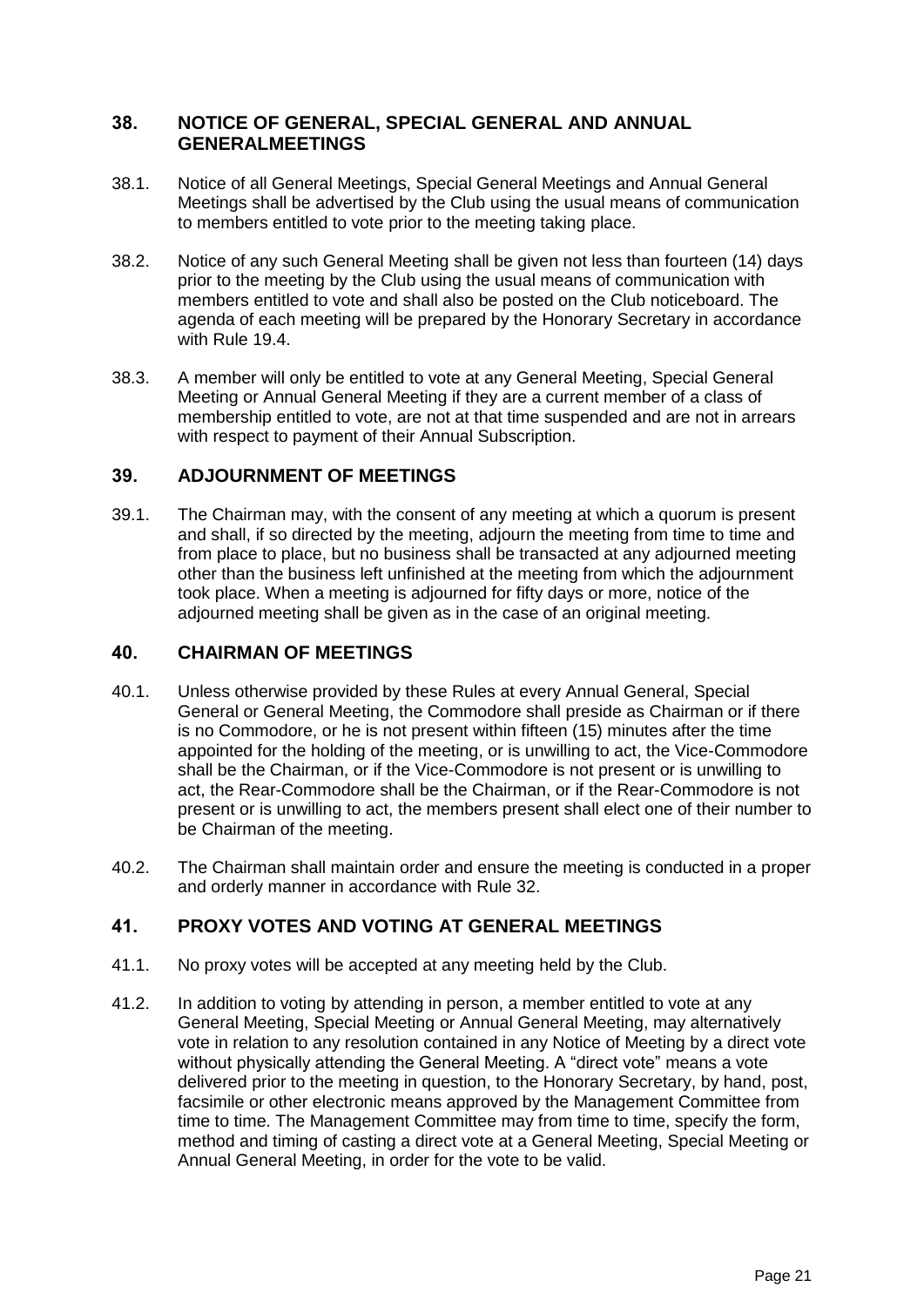## 38. NOTICE OF GENERAL, SPECIAL GENERAL AND ANNUAL GENERALMEETINGS

38.1. Notice of all General Meetings, Special General Meetings and Annual General Meetings shall be advertised by the Club using the usual means of communication to members entitled to vote prior to the meeting taking place.

38.2. Notice of any such General Meeting shall be given not less than fourteen (14) days prior to the meeting by the Club using the usual means of communication with members entitled to vote and shall also be posted on the Club noticeboard. The agenda of each meeting will be prepared by the Honorary Secretary in accordance with Rule 19.4.

38.3. A member will only be entitled to vote at any General Meeting, Special General Meeting or Annual General Meeting if they are a current member of a class of membership entitled to vote, are not at that time suspended and are not in arrears with respect to payment of their Annual Subscription.

## 39. ADJOURNMENT OF MEETINGS

39.1. The Chairman may, with the consent of any meeting at which a quorum is present and shall, if so directed by the meeting, adjourn the meeting from time to time and from place to place, but no business shall be transacted at any adjourned meeting other than the business left unfinished at the meeting from which the adjournment took place. When a meeting is adjourned for fifty days or more, notice of the adjourned meeting shall be given as in the case of an original meeting.

## 40. CHAIRMAN OF MEETINGS

40.1. Unless otherwise provided by these Rules at every Annual General, Special General or General Meeting, the Commodore shall preside as Chairman or if there is no Commodore, or he is not present within fifteen (15) minutes after the time appointed for the holding of the meeting, or is unwilling to act, the Vice-Commodore shall be the Chairman, or if the Vice-Commodore is not present or is unwilling to act, the Rear-Commodore shall be the Chairman, or if the Rear-Commodore is not present or is unwilling to act, the members present shall elect one of their number to be Chairman of the meeting.

40.2. The Chairman shall maintain order and ensure the meeting is conducted in a proper and orderly manner in accordance with Rule 32.

## 41. PROXY VOTES AND VOTING AT GENERAL MEETINGS

41.1. No proxy votes will be accepted at any meeting held by the Club.

41.2. In addition to voting by attending in person, a member entitled to vote at any General Meeting, Special Meeting or Annual General Meeting, may alternatively vote in relation to any resolution contained in any Notice of Meeting by a direct vote without physically attending the General Meeting. A "direct vote" means a vote delivered prior to the meeting in question, to the Honorary Secretary, by hand, post, facsimile or other electronic means approved by the Management Committee from time to time. The Management Committee may from time to time, specify the form, method and timing of casting a direct vote at a General Meeting, Special Meeting or Annual General Meeting, in order for the vote to be valid.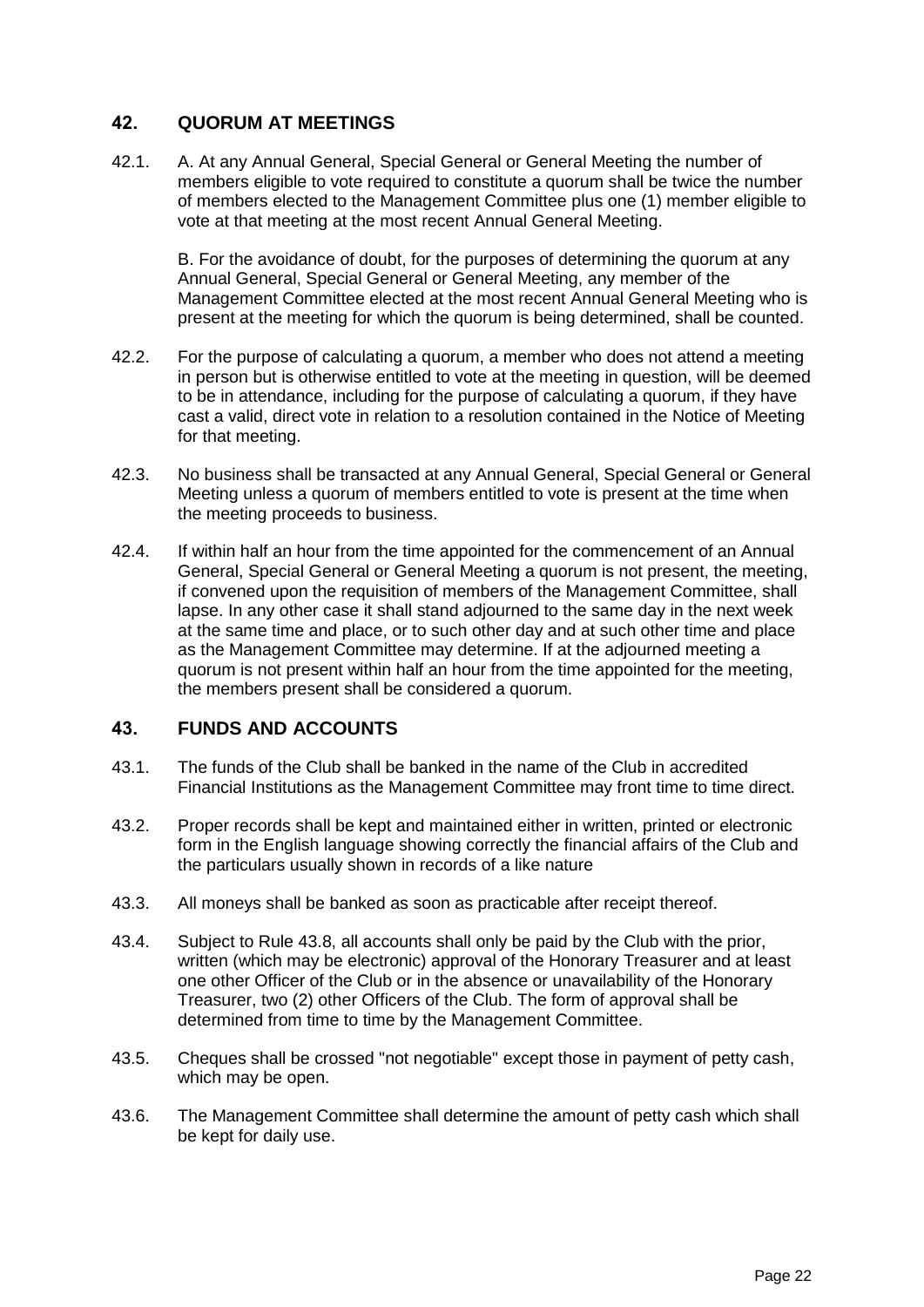## 42. QUORUM AT MEETINGS

42.1. A. At any Annual General, Special General or General Meeting the number of members eligible to vote required to constitute a quorum shall be twice the number of members elected to the Management Committee plus one (1) member eligible to vote at that meeting at the most recent Annual General Meeting.

B. For the avoidance of doubt, for the purposes of determining the quorum at any Annual General, Special General or General Meeting, any member of the Management Committee elected at the most recent Annual General Meeting who is present at the meeting for which the quorum is being determined, shall be counted.

42.2. For the purpose of calculating a quorum, a member who does not attend a meeting in person but is otherwise entitled to vote at the meeting in question, will be deemed to be in attendance, including for the purpose of calculating a quorum, if they have cast a valid, direct vote in relation to a resolution contained in the Notice of Meeting for that meeting.

42.3. No business shall be transacted at any Annual General, Special General or General Meeting unless a quorum of members entitled to vote is present at the time when the meeting proceeds to business.

42.4. If within half an hour from the time appointed for the commencement of an Annual General, Special General or General Meeting a quorum is not present, the meeting, if convened upon the requisition of members of the Management Committee, shall lapse. In any other case it shall stand adjourned to the same day in the next week at the same time and place, or to such other day and at such other time and place as the Management Committee may determine. If at the adjourned meeting a quorum is not present within half an hour from the time appointed for the meeting, the members present shall be considered a quorum.

## 43. FUNDS AND ACCOUNTS

43.1. The funds of the Club shall be banked in the name of the Club in accredited Financial Institutions as the Management Committee may front time to time direct.

43.2. Proper records shall be kept and maintained either in written, printed or electronic form in the English language showing correctly the financial affairs of the Club and the particulars usually shown in records of a like nature

43.3. All moneys shall be banked as soon as practicable after receipt thereof.

43.4. Subject to Rule 43.8, all accounts shall only be paid by the Club with the prior, written (which may be electronic) approval of the Honorary Treasurer and at least one other Officer of the Club or in the absence or unavailability of the Honorary Treasurer, two (2) other Officers of the Club. The form of approval shall be determined from time to time by the Management Committee.

43.5. Cheques shall be crossed "not negotiable" except those in payment of petty cash, which may be open.

43.6. The Management Committee shall determine the amount of petty cash which shall be kept for daily use.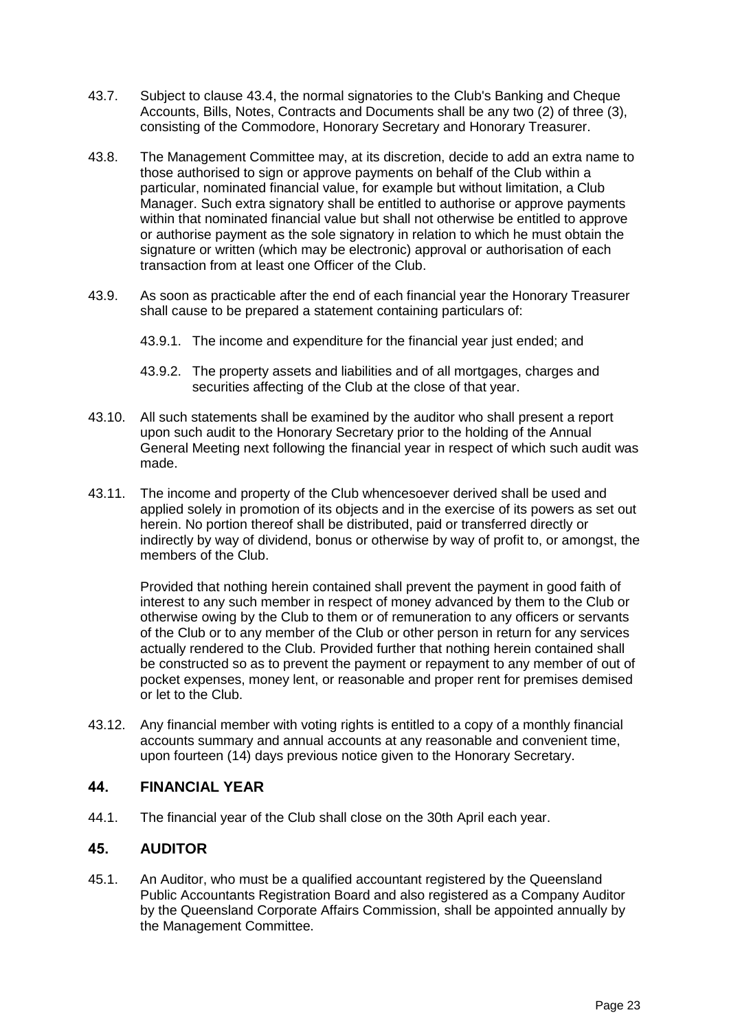43.7. Subject to clause 43.4, the normal signatories to the Club's Banking and Cheque Accounts, Bills, Notes, Contracts and Documents shall be any two (2) of three (3), consisting of the Commodore, Honorary Secretary and Honorary Treasurer.

43.8. The Management Committee may, at its discretion, decide to add an extra name to those authorised to sign or approve payments on behalf of the Club within a particular, nominated financial value, for example but without limitation, a Club Manager. Such extra signatory shall be entitled to authorise or approve payments within that nominated financial value but shall not otherwise be entitled to approve or authorise payment as the sole signatory in relation to which he must obtain the signature or written (which may be electronic) approval or authorisation of each transaction from at least one Officer of the Club.

43.9. As soon as practicable after the end of each financial year the Honorary Treasurer shall cause to be prepared a statement containing particulars of:

43.9.1. The income and expenditure for the financial year just ended; and

43.9.2. The property assets and liabilities and of all mortgages, charges and securities affecting of the Club at the close of that year.

43.10. All such statements shall be examined by the auditor who shall present a report upon such audit to the Honorary Secretary prior to the holding of the Annual General Meeting next following the financial year in respect of which such audit was made.

43.11. The income and property of the Club whencesoever derived shall be used and applied solely in promotion of its objects and in the exercise of its powers as set out herein. No portion thereof shall be distributed, paid or transferred directly or indirectly by way of dividend, bonus or otherwise by way of profit to, or amongst, the members of the Club.

Provided that nothing herein contained shall prevent the payment in good faith of interest to any such member in respect of money advanced by them to the Club or otherwise owing by the Club to them or of remuneration to any officers or servants of the Club or to any member of the Club or other person in return for any services actually rendered to the Club. Provided further that nothing herein contained shall be constructed so as to prevent the payment or repayment to any member of out of pocket expenses, money lent, or reasonable and proper rent for premises demised or let to the Club.

43.12. Any financial member with voting rights is entitled to a copy of a monthly financial accounts summary and annual accounts at any reasonable and convenient time, upon fourteen (14) days previous notice given to the Honorary Secretary.

## 44. FINANCIAL YEAR

44.1. The financial year of the Club shall close on the 30th April each year.

## 45. AUDITOR

45.1. An Auditor, who must be a qualified accountant registered by the Queensland Public Accountants Registration Board and also registered as a Company Auditor by the Queensland Corporate Affairs Commission, shall be appointed annually by the Management Committee.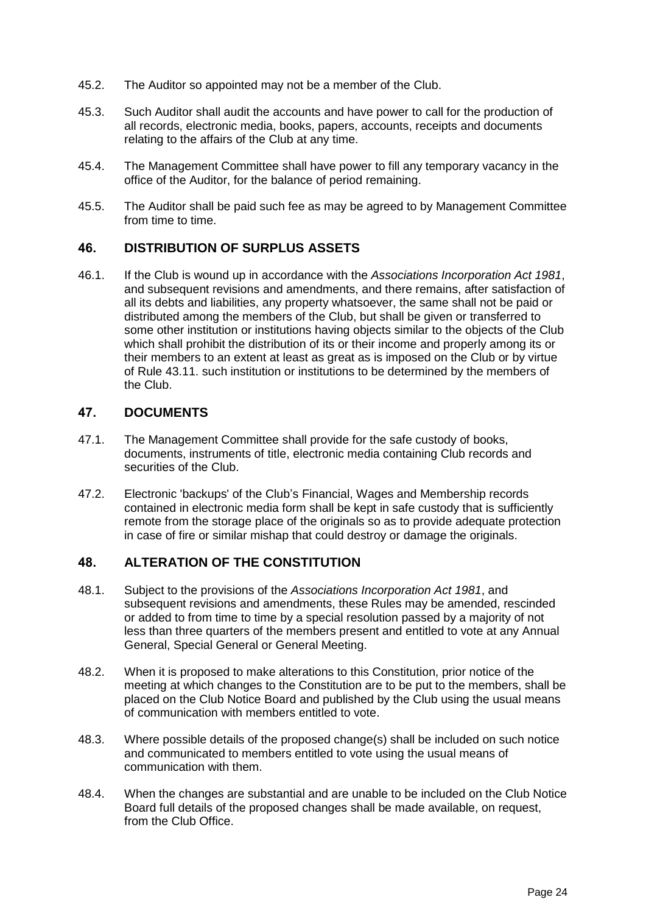45.2. The Auditor so appointed may not be a member of the Club.

45.3. Such Auditor shall audit the accounts and have power to call for the production of all records, electronic media, books, papers, accounts, receipts and documents relating to the affairs of the Club at any time.

45.4. The Management Committee shall have power to fill any temporary vacancy in the office of the Auditor, for the balance of period remaining.

45.5. The Auditor shall be paid such fee as may be agreed to by Management Committee from time to time.

## 46. DISTRIBUTION OF SURPLUS ASSETS

46.1. If the Club is wound up in accordance with the *Associations Incorporation Act 1981*, and subsequent revisions and amendments, and there remains, after satisfaction of all its debts and liabilities, any property whatsoever, the same shall not be paid or distributed among the members of the Club, but shall be given or transferred to some other institution or institutions having objects similar to the objects of the Club which shall prohibit the distribution of its or their income and properly among its or their members to an extent at least as great as is imposed on the Club or by virtue of Rule 43.11. such institution or institutions to be determined by the members of the Club.

## 47. DOCUMENTS

47.1. The Management Committee shall provide for the safe custody of books, documents, instruments of title, electronic media containing Club records and securities of the Club.

47.2. Electronic 'backups' of the Club's Financial, Wages and Membership records contained in electronic media form shall be kept in safe custody that is sufficiently remote from the storage place of the originals so as to provide adequate protection in case of fire or similar mishap that could destroy or damage the originals.

## 48. ALTERATION OF THE CONSTITUTION

48.1. Subject to the provisions of the *Associations Incorporation Act 1981*, and subsequent revisions and amendments, these Rules may be amended, rescinded or added to from time to time by a special resolution passed by a majority of not less than three quarters of the members present and entitled to vote at any Annual General, Special General or General Meeting.

48.2. When it is proposed to make alterations to this Constitution, prior notice of the meeting at which changes to the Constitution are to be put to the members, shall be placed on the Club Notice Board and published by the Club using the usual means of communication with members entitled to vote.

48.3. Where possible details of the proposed change(s) shall be included on such notice and communicated to members entitled to vote using the usual means of communication with them.

48.4. When the changes are substantial and are unable to be included on the Club Notice Board full details of the proposed changes shall be made available, on request, from the Club Office.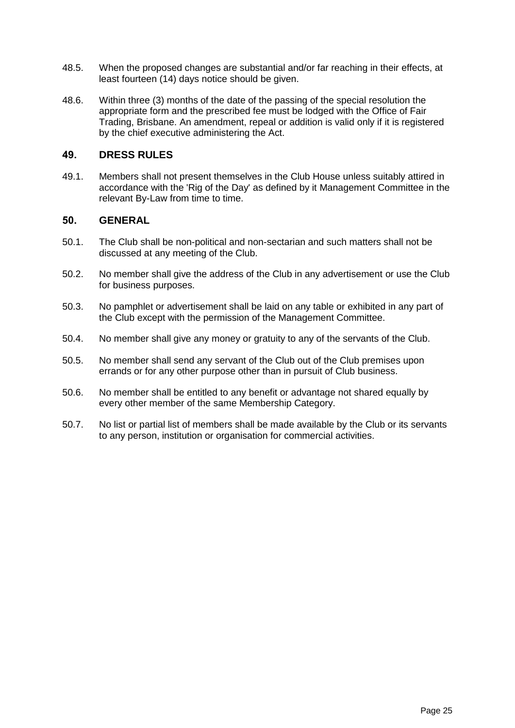48.5. When the proposed changes are substantial and/or far reaching in their effects, at least fourteen (14) days notice should be given.

48.6. Within three (3) months of the date of the passing of the special resolution the appropriate form and the prescribed fee must be lodged with the Office of Fair Trading, Brisbane. An amendment, repeal or addition is valid only if it is registered by the chief executive administering the Act.

## 49. DRESS RULES

49.1. Members shall not present themselves in the Club House unless suitably attired in accordance with the 'Rig of the Day' as defined by it Management Committee in the relevant By-Law from time to time.

## 50. GENERAL

50.1. The Club shall be non-political and non-sectarian and such matters shall not be discussed at any meeting of the Club.

50.2. No member shall give the address of the Club in any advertisement or use the Club for business purposes.

50.3. No pamphlet or advertisement shall be laid on any table or exhibited in any part of the Club except with the permission of the Management Committee.

50.4. No member shall give any money or gratuity to any of the servants of the Club.

50.5. No member shall send any servant of the Club out of the Club premises upon errands or for any other purpose other than in pursuit of Club business.

50.6. No member shall be entitled to any benefit or advantage not shared equally by every other member of the same Membership Category.

50.7. No list or partial list of members shall be made available by the Club or its servants to any person, institution or organisation for commercial activities.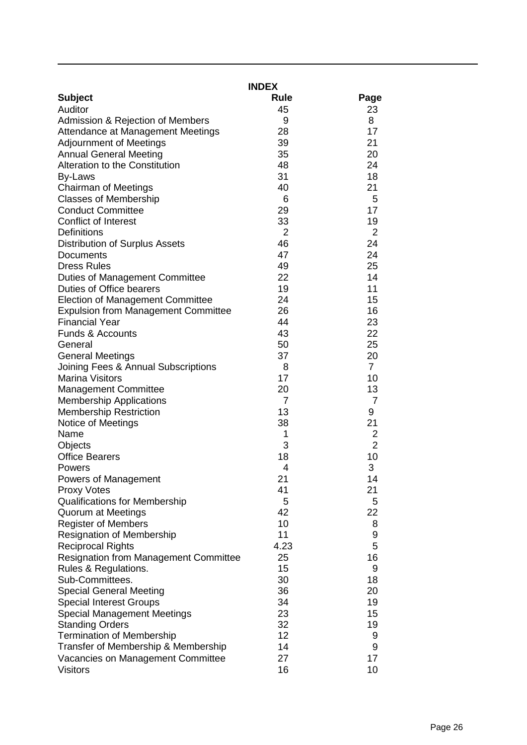## INDEX

| Subject | Rule | Page |
|---|---|---|
| Auditor | 45 | 23 |
| Admission & Rejection of Members | 9 | 8 |
| Attendance at Management Meetings | 28 | 17 |
| Adjournment of Meetings | 39 | 21 |
| Annual General Meeting | 35 | 20 |
| Alteration to the Constitution | 48 | 24 |
| By-Laws | 31 | 18 |
| Chairman of Meetings | 40 | 21 |
| Classes of Membership | 6 | 5 |
| Conduct Committee | 29 | 17 |
| Conflict of Interest | 33 | 19 |
| Definitions | 2 | 2 |
| Distribution of Surplus Assets | 46 | 24 |
| Documents | 47 | 24 |
| Dress Rules | 49 | 25 |
| Duties of Management Committee | 22 | 14 |
| Duties of Office bearers | 19 | 11 |
| Election of Management Committee | 24 | 15 |
| Expulsion from Management Committee | 26 | 16 |
| Financial Year | 44 | 23 |
| Funds & Accounts | 43 | 22 |
| General | 50 | 25 |
| General Meetings | 37 | 20 |
| Joining Fees & Annual Subscriptions | 8 | 7 |
| Marina Visitors | 17 | 10 |
| Management Committee | 20 | 13 |
| Membership Applications | 7 | 7 |
| Membership Restriction | 13 | 9 |
| Notice of Meetings | 38 | 21 |
| Name | 1 | 2 |
| Objects | 3 | 2 |
| Office Bearers | 18 | 10 |
| Powers | 4 | 3 |
| Powers of Management | 21 | 14 |
| Proxy Votes | 41 | 21 |
| Qualifications for Membership | 5 | 5 |
| Quorum at Meetings | 42 | 22 |
| Register of Members | 10 | 8 |
| Resignation of Membership | 11 | 9 |
| Reciprocal Rights | 4.23 | 5 |
| Resignation from Management Committee | 25 | 16 |
| Rules & Regulations. | 15 | 9 |
| Sub-Committees. | 30 | 18 |
| Special General Meeting | 36 | 20 |
| Special Interest Groups | 34 | 19 |
| Special Management Meetings | 23 | 15 |
| Standing Orders | 32 | 19 |
| Termination of Membership | 12 | 9 |
| Transfer of Membership & Membership | 14 | 9 |
| Vacancies on Management Committee | 27 | 17 |
| Visitors | 16 | 10 |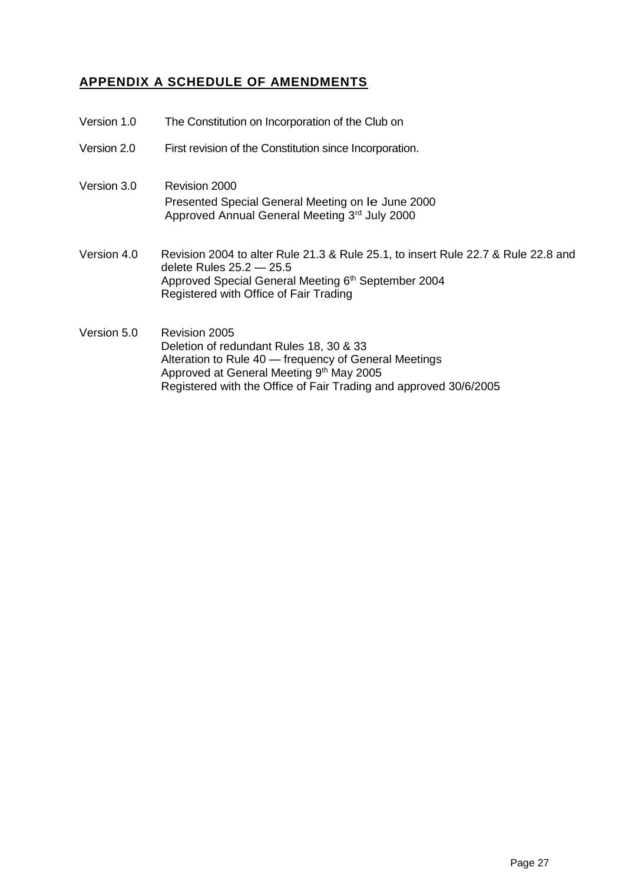## APPENDIX A SCHEDULE OF AMENDMENTS

Version 1.0 The Constitution on Incorporation of the Club on

Version 2.0 First revision of the Constitution since Incorporation.

Version 3.0 Revision 2000
Presented Special General Meeting on le June 2000
Approved Annual General Meeting 3rd July 2000

Version 4.0 Revision 2004 to alter Rule 21.3 & Rule 25.1, to insert Rule 22.7 & Rule 22.8 and delete Rules 25.2 — 25.5
Approved Special General Meeting 6th September 2004
Registered with Office of Fair Trading

Version 5.0 Revision 2005
Deletion of redundant Rules 18, 30 & 33
Alteration to Rule 40 — frequency of General Meetings
Approved at General Meeting 9th May 2005
Registered with the Office of Fair Trading and approved 30/6/2005